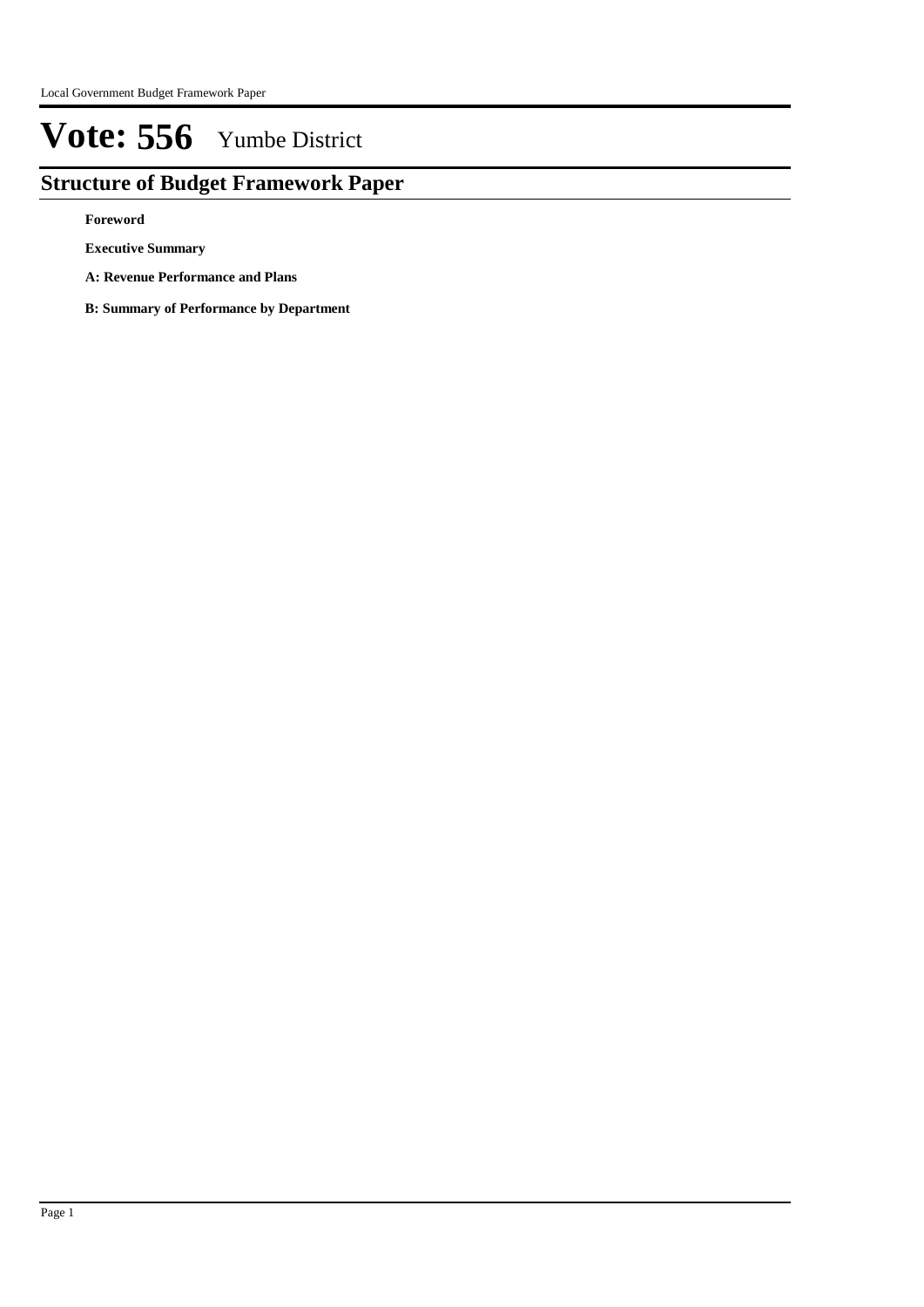# Vote: 556 Yumbe District

## Structure of Budget Framework Paper

**Foreword**

**Executive Summary**

**A: Revenue Performance and Plans**

**B: Summary of Performance by Department**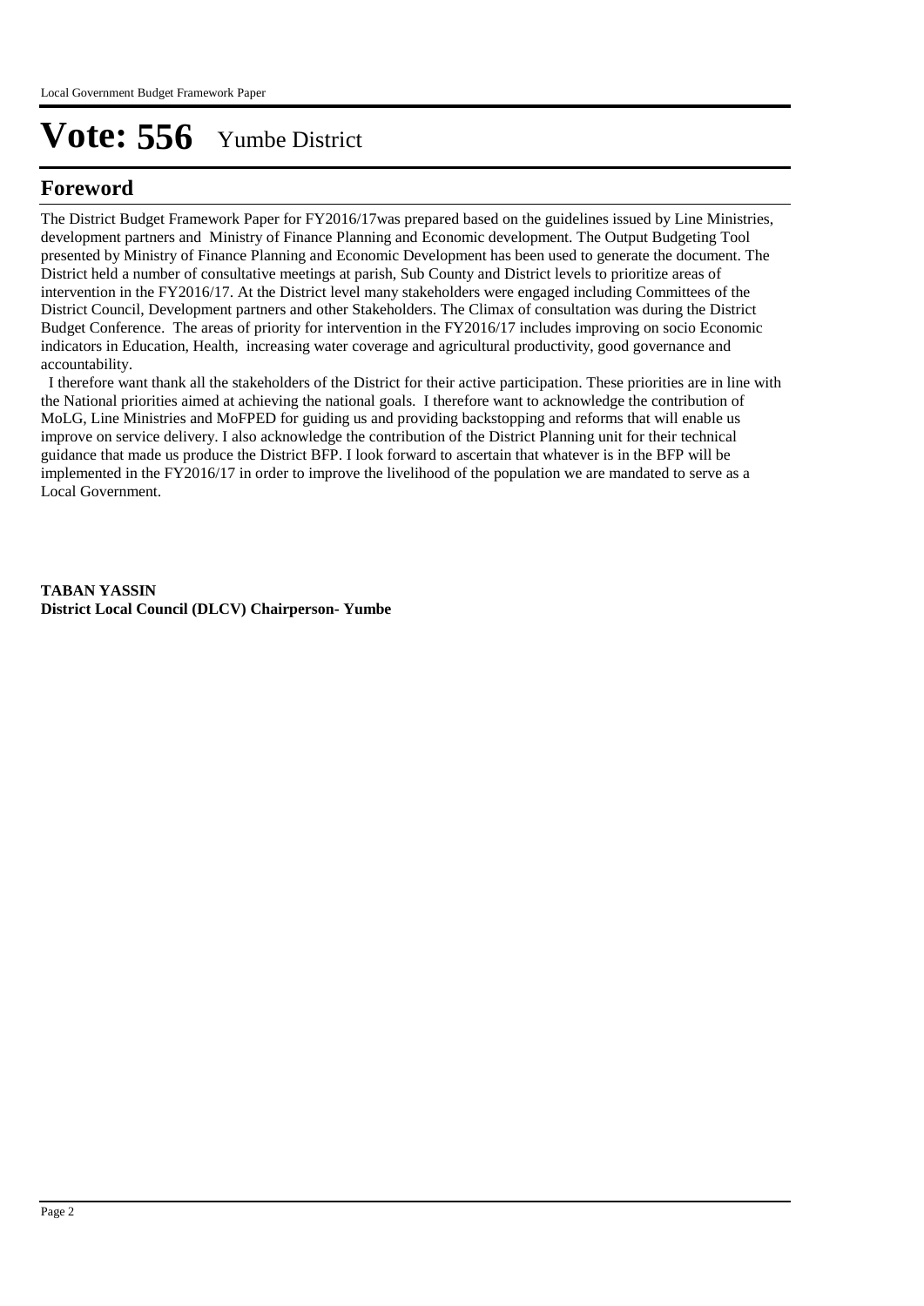# Vote: 556 Yumbe District

## Foreword

The District Budget Framework Paper for FY2016/17was prepared based on the guidelines issued by Line Ministries, development partners and Ministry of Finance Planning and Economic development. The Output Budgeting Tool presented by Ministry of Finance Planning and Economic Development has been used to generate the document. The District held a number of consultative meetings at parish, Sub County and District levels to prioritize areas of intervention in the FY2016/17. At the District level many stakeholders were engaged including Committees of the District Council, Development partners and other Stakeholders. The Climax of consultation was during the District Budget Conference. The areas of priority for intervention in the FY2016/17 includes improving on socio Economic indicators in Education, Health, increasing water coverage and agricultural productivity, good governance and accountability.

I therefore want thank all the stakeholders of the District for their active participation. These priorities are in line with the National priorities aimed at achieving the national goals. I therefore want to acknowledge the contribution of MoLG, Line Ministries and MoFPED for guiding us and providing backstopping and reforms that will enable us improve on service delivery. I also acknowledge the contribution of the District Planning unit for their technical guidance that made us produce the District BFP. I look forward to ascertain that whatever is in the BFP will be implemented in the FY2016/17 in order to improve the livelihood of the population we are mandated to serve as a Local Government.

**TABAN YASSIN**
**District Local Council (DLCV) Chairperson- Yumbe**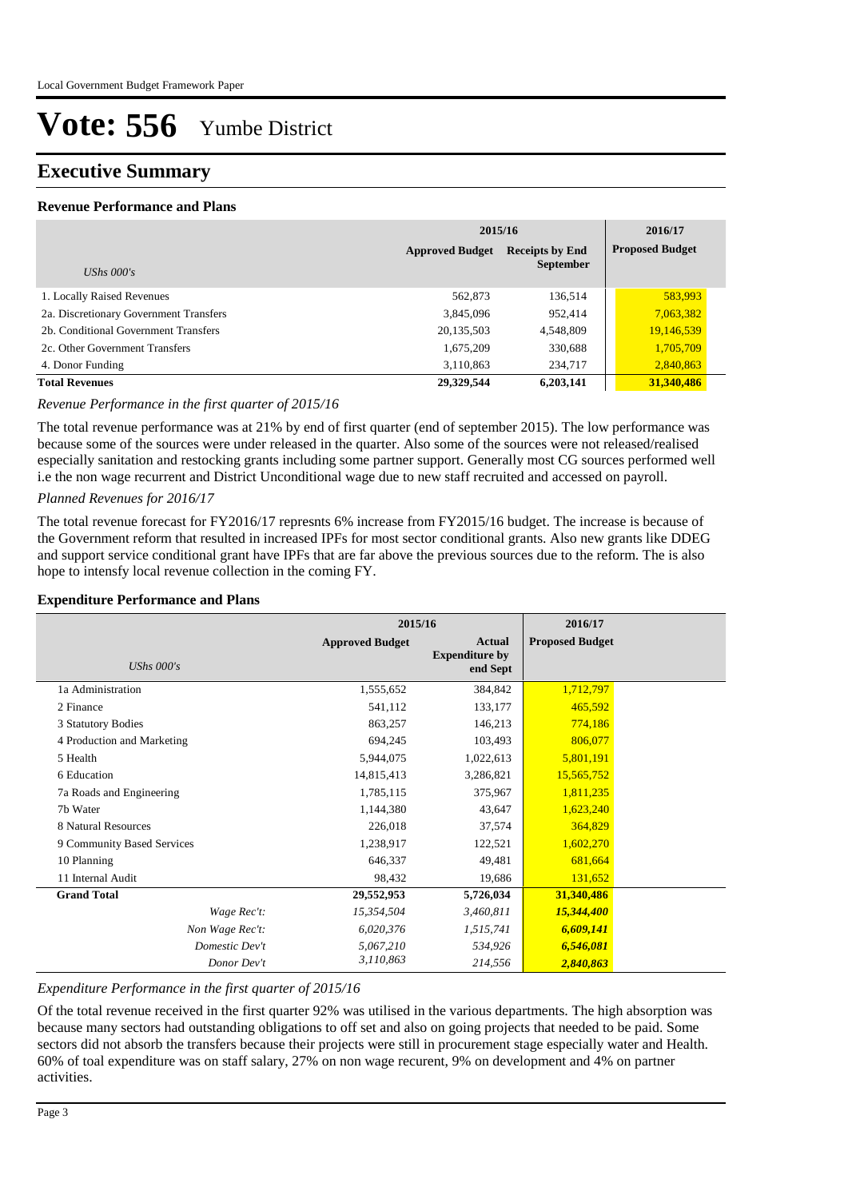# Vote: 556 Yumbe District

## Executive Summary

### Revenue Performance and Plans

| UShs 000's | 2015/16 | | 2016/17 |
|---|---|---|---|
| | Approved Budget | Receipts by End September | Proposed Budget |
| 1. Locally Raised Revenues | 562,873 | 136,514 | 583,993 |
| 2a. Discretionary Government Transfers | 3,845,096 | 952,414 | 7,063,382 |
| 2b. Conditional Government Transfers | 20,135,503 | 4,548,809 | 19,146,539 |
| 2c. Other Government Transfers | 1,675,209 | 330,688 | 1,705,709 |
| 4. Donor Funding | 3,110,863 | 234,717 | 2,840,863 |
| **Total Revenues** | **29,329,544** | **6,203,141** | **31,340,486** |

*Revenue Performance in the first quarter of 2015/16*

The total revenue performance was at 21% by end of first quarter (end of september 2015). The low performance was because some of the sources were under released in the quarter. Also some of the sources were not released/realised especially sanitation and restocking grants including some partner support. Generally most CG sources performed well i.e the non wage recurrent and District Unconditional wage due to new staff recruited and accessed on payroll.

*Planned Revenues for 2016/17*

The total revenue forecast for FY2016/17 represnts 6% increase from FY2015/16 budget. The increase is because of the Government reform that resulted in increased IPFs for most sector conditional grants. Also new grants like DDEG and support service conditional grant have IPFs that are far above the previous sources due to the reform. The is also hope to intensfy local revenue collection in the coming FY.

### Expenditure Performance and Plans

| UShs 000's | 2015/16 | | 2016/17 |
|---|---|---|---|
| | Approved Budget | Actual Expenditure by end Sept | Proposed Budget |
| 1a Administration | 1,555,652 | 384,842 | 1,712,797 |
| 2 Finance | 541,112 | 133,177 | 465,592 |
| 3 Statutory Bodies | 863,257 | 146,213 | 774,186 |
| 4 Production and Marketing | 694,245 | 103,493 | 806,077 |
| 5 Health | 5,944,075 | 1,022,613 | 5,801,191 |
| 6 Education | 14,815,413 | 3,286,821 | 15,565,752 |
| 7a Roads and Engineering | 1,785,115 | 375,967 | 1,811,235 |
| 7b Water | 1,144,380 | 43,647 | 1,623,240 |
| 8 Natural Resources | 226,018 | 37,574 | 364,829 |
| 9 Community Based Services | 1,238,917 | 122,521 | 1,602,270 |
| 10 Planning | 646,337 | 49,481 | 681,664 |
| 11 Internal Audit | 98,432 | 19,686 | 131,652 |
| **Grand Total** | **29,552,953** | **5,726,034** | **31,340,486** |
| *Wage Rec't:* | *15,354,504* | *3,460,811* | ***15,344,400*** |
| *Non Wage Rec't:* | *6,020,376* | *1,515,741* | ***6,609,141*** |
| *Domestic Dev't* | *5,067,210* | *534,926* | ***6,546,081*** |
| *Donor Dev't* | *3,110,863* | *214,556* | ***2,840,863*** |

*Expenditure Performance in the first quarter of 2015/16*

Of the total revenue received in the first quarter 92% was utilised in the various departments. The high absorption was because many sectors had outstanding obligations to off set and also on going projects that needed to be paid. Some sectors did not absorb the transfers because their projects were still in procurement stage especially water and Health. 60% of toal expenditure was on staff salary, 27% on non wage recurent, 9% on development and 4% on partner activities.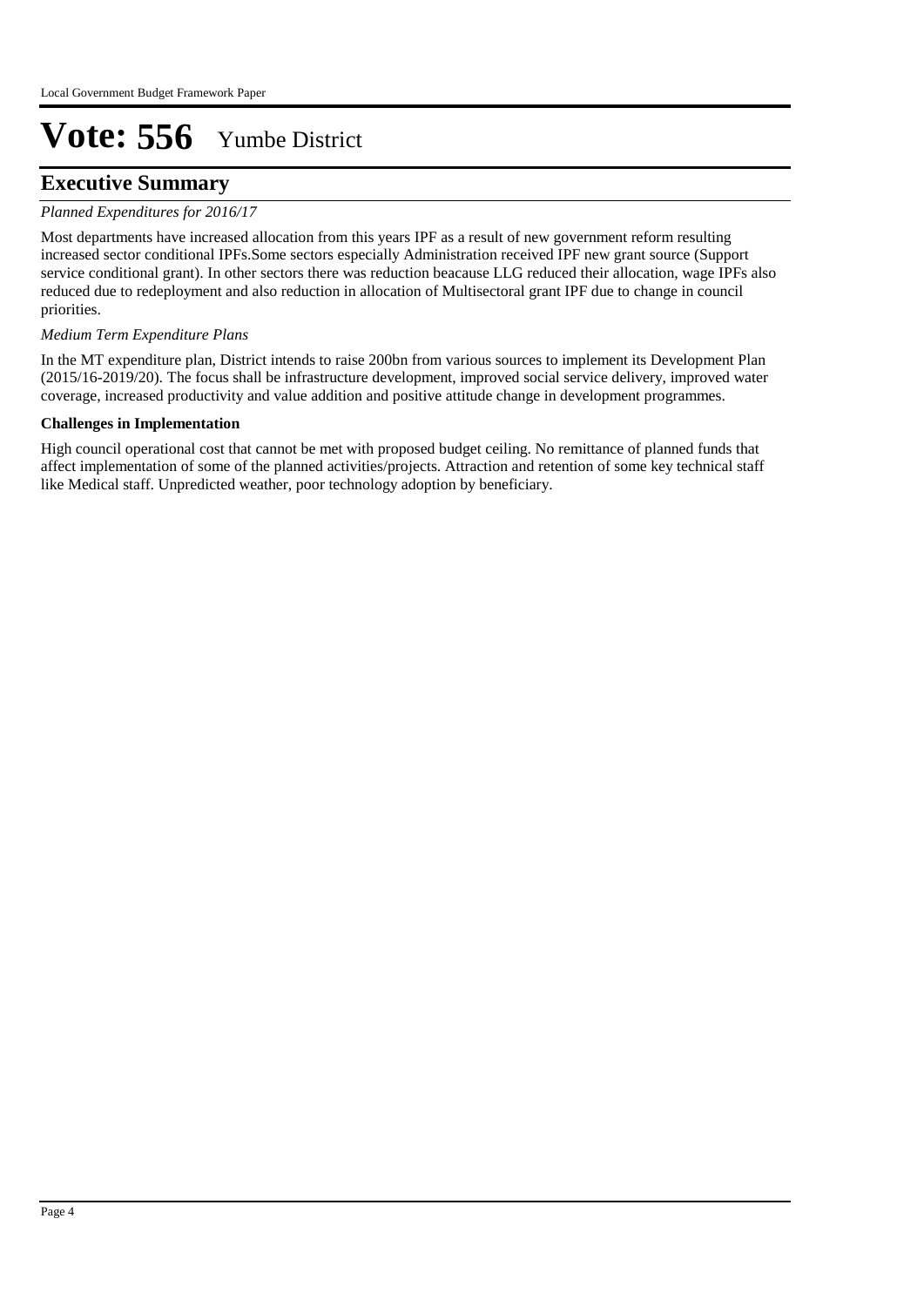# Vote: 556 Yumbe District

## Executive Summary

*Planned Expenditures for 2016/17*

Most departments have increased allocation from this years IPF as a result of new government reform resulting increased sector conditional IPFs.Some sectors especially Administration received IPF new grant source (Support service conditional grant). In other sectors there was reduction beacause LLG reduced their allocation, wage IPFs also reduced due to redeployment and also reduction in allocation of Multisectoral grant IPF due to change in council priorities.

*Medium Term Expenditure Plans*

In the MT expenditure plan, District intends to raise 200bn from various sources to implement its Development Plan (2015/16-2019/20). The focus shall be infrastructure development, improved social service delivery, improved water coverage, increased productivity and value addition and positive attitude change in development programmes.

**Challenges in Implementation**

High council operational cost that cannot be met with proposed budget ceiling. No remittance of planned funds that affect implementation of some of the planned activities/projects. Attraction and retention of some key technical staff like Medical staff. Unpredicted weather, poor technology adoption by beneficiary.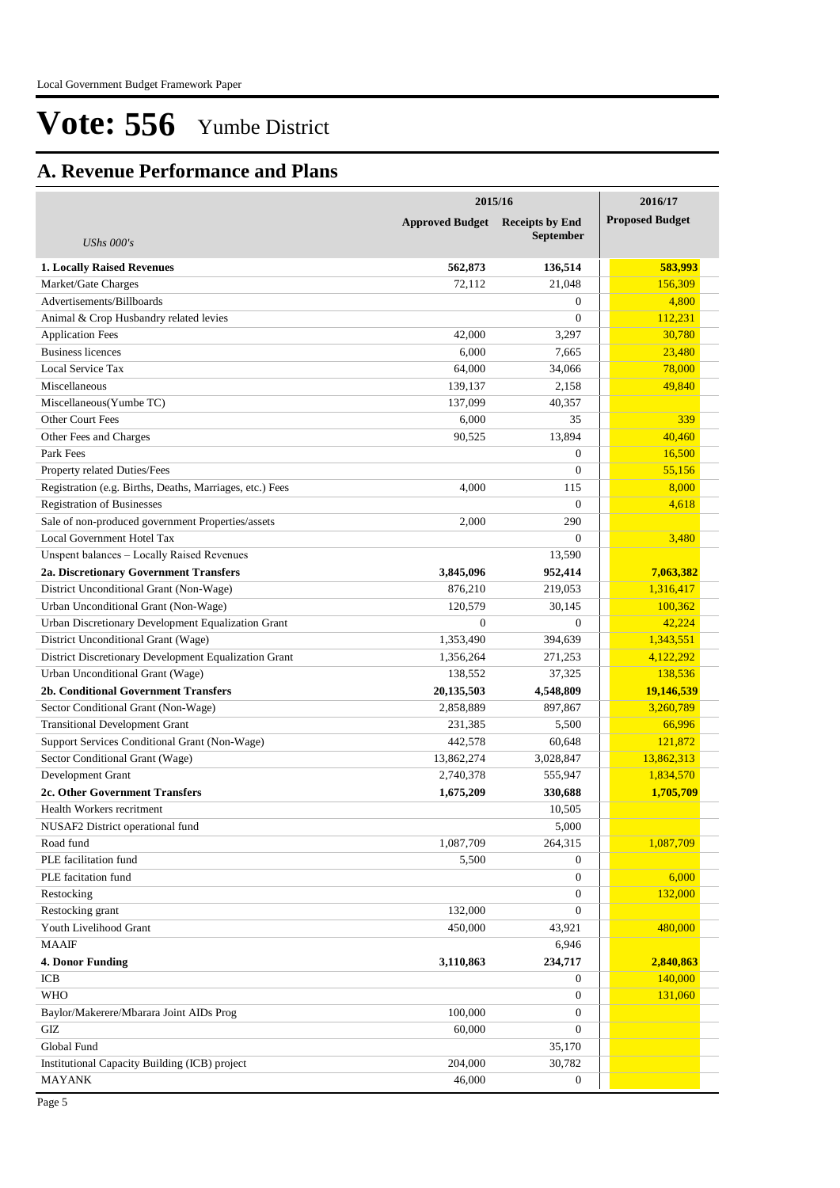# Vote: 556 Yumbe District

## A. Revenue Performance and Plans

| *UShs 000's* | 2015/16 Approved Budget | 2015/16 Receipts by End September | 2016/17 Proposed Budget |
|---|---|---|---|
| **1. Locally Raised Revenues** | **562,873** | **136,514** | **583,993** |
| Market/Gate Charges | 72,112 | 21,048 | 156,309 |
| Advertisements/Billboards | | 0 | 4,800 |
| Animal & Crop Husbandry related levies | | 0 | 112,231 |
| Application Fees | 42,000 | 3,297 | 30,780 |
| Business licences | 6,000 | 7,665 | 23,480 |
| Local Service Tax | 64,000 | 34,066 | 78,000 |
| Miscellaneous | 139,137 | 2,158 | 49,840 |
| Miscellaneous(Yumbe TC) | 137,099 | 40,357 | |
| Other Court Fees | 6,000 | 35 | 339 |
| Other Fees and Charges | 90,525 | 13,894 | 40,460 |
| Park Fees | | 0 | 16,500 |
| Property related Duties/Fees | | 0 | 55,156 |
| Registration (e.g. Births, Deaths, Marriages, etc.) Fees | 4,000 | 115 | 8,000 |
| Registration of Businesses | | 0 | 4,618 |
| Sale of non-produced government Properties/assets | 2,000 | 290 | |
| Local Government Hotel Tax | | 0 | 3,480 |
| Unspent balances – Locally Raised Revenues | | 13,590 | |
| **2a. Discretionary Government Transfers** | **3,845,096** | **952,414** | **7,063,382** |
| District Unconditional Grant (Non-Wage) | 876,210 | 219,053 | 1,316,417 |
| Urban Unconditional Grant (Non-Wage) | 120,579 | 30,145 | 100,362 |
| Urban Discretionary Development Equalization Grant | 0 | 0 | 42,224 |
| District Unconditional Grant (Wage) | 1,353,490 | 394,639 | 1,343,551 |
| District Discretionary Development Equalization Grant | 1,356,264 | 271,253 | 4,122,292 |
| Urban Unconditional Grant (Wage) | 138,552 | 37,325 | 138,536 |
| **2b. Conditional Government Transfers** | **20,135,503** | **4,548,809** | **19,146,539** |
| Sector Conditional Grant (Non-Wage) | 2,858,889 | 897,867 | 3,260,789 |
| Transitional Development Grant | 231,385 | 5,500 | 66,996 |
| Support Services Conditional Grant (Non-Wage) | 442,578 | 60,648 | 121,872 |
| Sector Conditional Grant (Wage) | 13,862,274 | 3,028,847 | 13,862,313 |
| Development Grant | 2,740,378 | 555,947 | 1,834,570 |
| **2c. Other Government Transfers** | **1,675,209** | **330,688** | **1,705,709** |
| Health Workers recritment | | 10,505 | |
| NUSAF2 District operational fund | | 5,000 | |
| Road fund | 1,087,709 | 264,315 | 1,087,709 |
| PLE facilitation fund | 5,500 | 0 | |
| PLE facitation fund | | 0 | 6,000 |
| Restocking | | 0 | 132,000 |
| Restocking grant | 132,000 | 0 | |
| Youth Livelihood Grant | 450,000 | 43,921 | 480,000 |
| MAAIF | | 6,946 | |
| **4. Donor Funding** | **3,110,863** | **234,717** | **2,840,863** |
| ICB | | 0 | 140,000 |
| WHO | | 0 | 131,060 |
| Baylor/Makerere/Mbarara Joint AIDs Prog | 100,000 | 0 | |
| GIZ | 60,000 | 0 | |
| Global Fund | | 35,170 | |
| Institutional Capacity Building (ICB) project | 204,000 | 30,782 | |
| MAYANK | 46,000 | 0 | |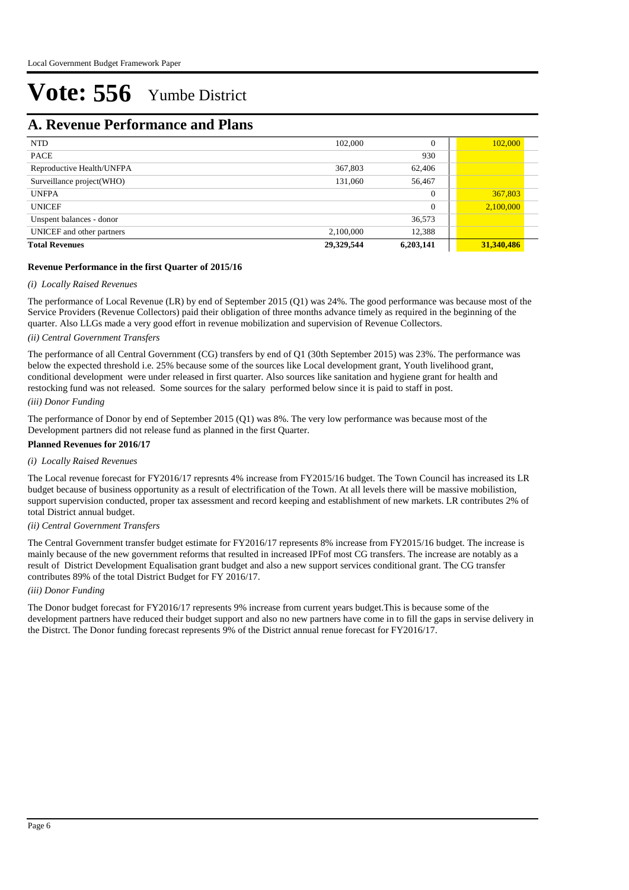# Vote: 556 Yumbe District

## A. Revenue Performance and Plans

| | | | |
|---|---|---|---|
| NTD | 102,000 | 0 | 102,000 |
| PACE | | 930 | |
| Reproductive Health/UNFPA | 367,803 | 62,406 | |
| Surveillance project(WHO) | 131,060 | 56,467 | |
| UNFPA | | 0 | 367,803 |
| UNICEF | | 0 | 2,100,000 |
| Unspent balances - donor | | 36,573 | |
| UNICEF and other partners | 2,100,000 | 12,388 | |
| **Total Revenues** | **29,329,544** | **6,203,141** | **31,340,486** |

**Revenue Performance in the first Quarter of 2015/16**

*(i) Locally Raised Revenues*

The performance of Local Revenue (LR) by end of September 2015 (Q1) was 24%. The good performance was because most of the Service Providers (Revenue Collectors) paid their obligation of three months advance timely as required in the beginning of the quarter. Also LLGs made a very good effort in revenue mobilization and supervision of Revenue Collectors.

*(ii) Central Government Transfers*

The performance of all Central Government (CG) transfers by end of Q1 (30th September 2015) was 23%. The performance was below the expected threshold i.e. 25% because some of the sources like Local development grant, Youth livelihood grant, conditional development were under released in first quarter. Also sources like sanitation and hygiene grant for health and restocking fund was not released. Some sources for the salary performed below since it is paid to staff in post.

*(iii) Donor Funding*

The performance of Donor by end of September 2015 (Q1) was 8%. The very low performance was because most of the Development partners did not release fund as planned in the first Quarter.

**Planned Revenues for 2016/17**

*(i) Locally Raised Revenues*

The Local revenue forecast for FY2016/17 represnts 4% increase from FY2015/16 budget. The Town Council has increased its LR budget because of business opportunity as a result of electrification of the Town. At all levels there will be massive mobilistion, support supervision conducted, proper tax assessment and record keeping and establishment of new markets. LR contributes 2% of total District annual budget.

*(ii) Central Government Transfers*

The Central Government transfer budget estimate for FY2016/17 represents 8% increase from FY2015/16 budget. The increase is mainly because of the new government reforms that resulted in increased IPFof most CG transfers. The increase are notably as a result of District Development Equalisation grant budget and also a new support services conditional grant. The CG transfer contributes 89% of the total District Budget for FY 2016/17.

*(iii) Donor Funding*

The Donor budget forecast for FY2016/17 represents 9% increase from current years budget.This is because some of the development partners have reduced their budget support and also no new partners have come in to fill the gaps in servise delivery in the Distrct. The Donor funding forecast represents 9% of the District annual renue forecast for FY2016/17.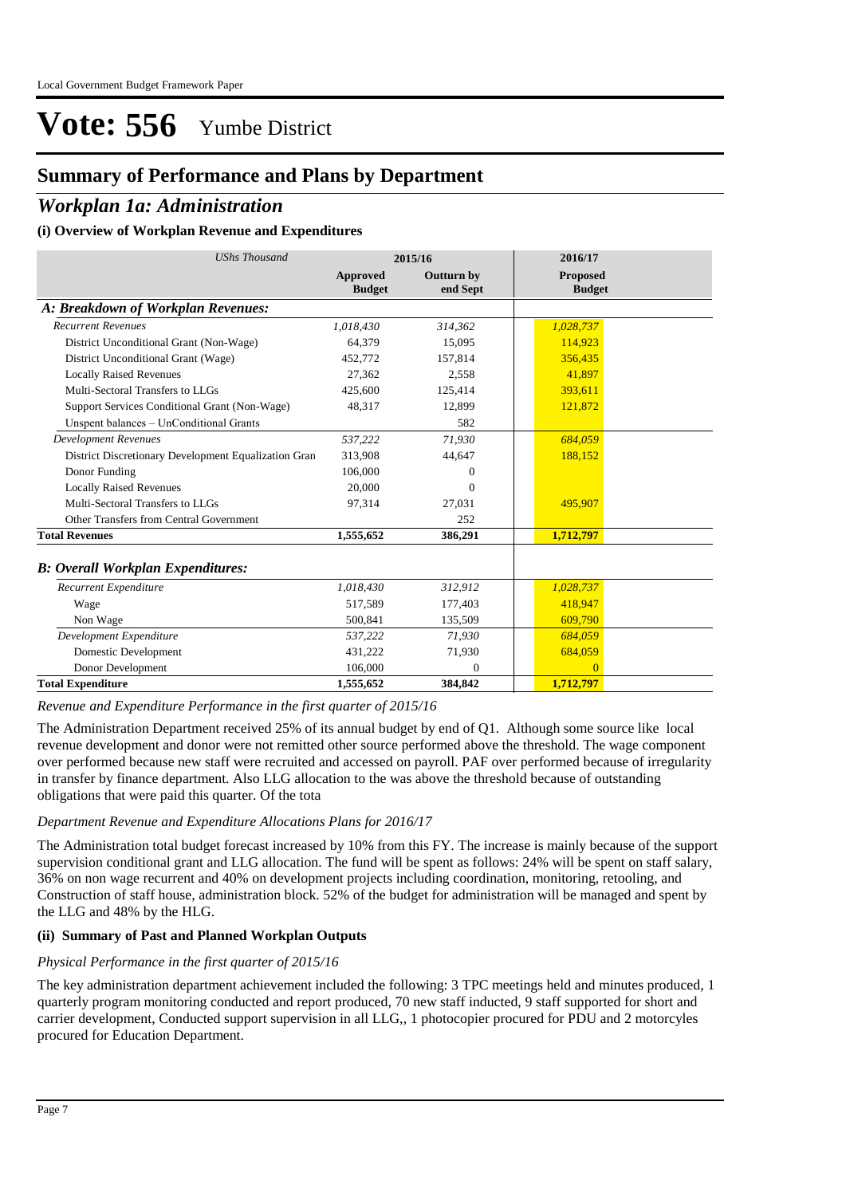# Vote: 556 Yumbe District

## Summary of Performance and Plans by Department

## *Workplan 1a: Administration*

### (i) Overview of Workplan Revenue and Expenditures

| *UShs Thousand* | 2015/16 | | 2016/17 |
|---|---|---|---|
| | **Approved Budget** | **Outturn by end Sept** | **Proposed Budget** |
| ***A: Breakdown of Workplan Revenues:*** | | | |
| *Recurrent Revenues* | *1,018,430* | *314,362* | *1,028,737* |
| District Unconditional Grant (Non-Wage) | 64,379 | 15,095 | 114,923 |
| District Unconditional Grant (Wage) | 452,772 | 157,814 | 356,435 |
| Locally Raised Revenues | 27,362 | 2,558 | 41,897 |
| Multi-Sectoral Transfers to LLGs | 425,600 | 125,414 | 393,611 |
| Support Services Conditional Grant (Non-Wage) | 48,317 | 12,899 | 121,872 |
| Unspent balances – UnConditional Grants | | 582 | |
| *Development Revenues* | *537,222* | *71,930* | *684,059* |
| District Discretionary Development Equalization Gran | 313,908 | 44,647 | 188,152 |
| Donor Funding | 106,000 | 0 | |
| Locally Raised Revenues | 20,000 | 0 | |
| Multi-Sectoral Transfers to LLGs | 97,314 | 27,031 | 495,907 |
| Other Transfers from Central Government | | 252 | |
| **Total Revenues** | **1,555,652** | **386,291** | **1,712,797** |
| ***B: Overall Workplan Expenditures:*** | | | |
| *Recurrent Expenditure* | *1,018,430* | *312,912* | *1,028,737* |
| Wage | 517,589 | 177,403 | 418,947 |
| Non Wage | 500,841 | 135,509 | 609,790 |
| *Development Expenditure* | *537,222* | *71,930* | *684,059* |
| Domestic Development | 431,222 | 71,930 | 684,059 |
| Donor Development | 106,000 | 0 | 0 |
| **Total Expenditure** | **1,555,652** | **384,842** | **1,712,797** |

*Revenue and Expenditure Performance in the first quarter of 2015/16*

The Administration Department received 25% of its annual budget by end of Q1. Although some source like local revenue development and donor were not remitted other source performed above the threshold. The wage component over performed because new staff were recruited and accessed on payroll. PAF over performed because of irregularity in transfer by finance department. Also LLG allocation to the was above the threshold because of outstanding obligations that were paid this quarter. Of the tota

*Department Revenue and Expenditure Allocations Plans for 2016/17*

The Administration total budget forecast increased by 10% from this FY. The increase is mainly because of the support supervision conditional grant and LLG allocation. The fund will be spent as follows: 24% will be spent on staff salary, 36% on non wage recurrent and 40% on development projects including coordination, monitoring, retooling, and Construction of staff house, administration block. 52% of the budget for administration will be managed and spent by the LLG and 48% by the HLG.

### (ii) Summary of Past and Planned Workplan Outputs

*Physical Performance in the first quarter of 2015/16*

The key administration department achievement included the following: 3 TPC meetings held and minutes produced, 1 quarterly program monitoring conducted and report produced, 70 new staff inducted, 9 staff supported for short and carrier development, Conducted support supervision in all LLG,, 1 photocopier procured for PDU and 2 motorcyles procured for Education Department.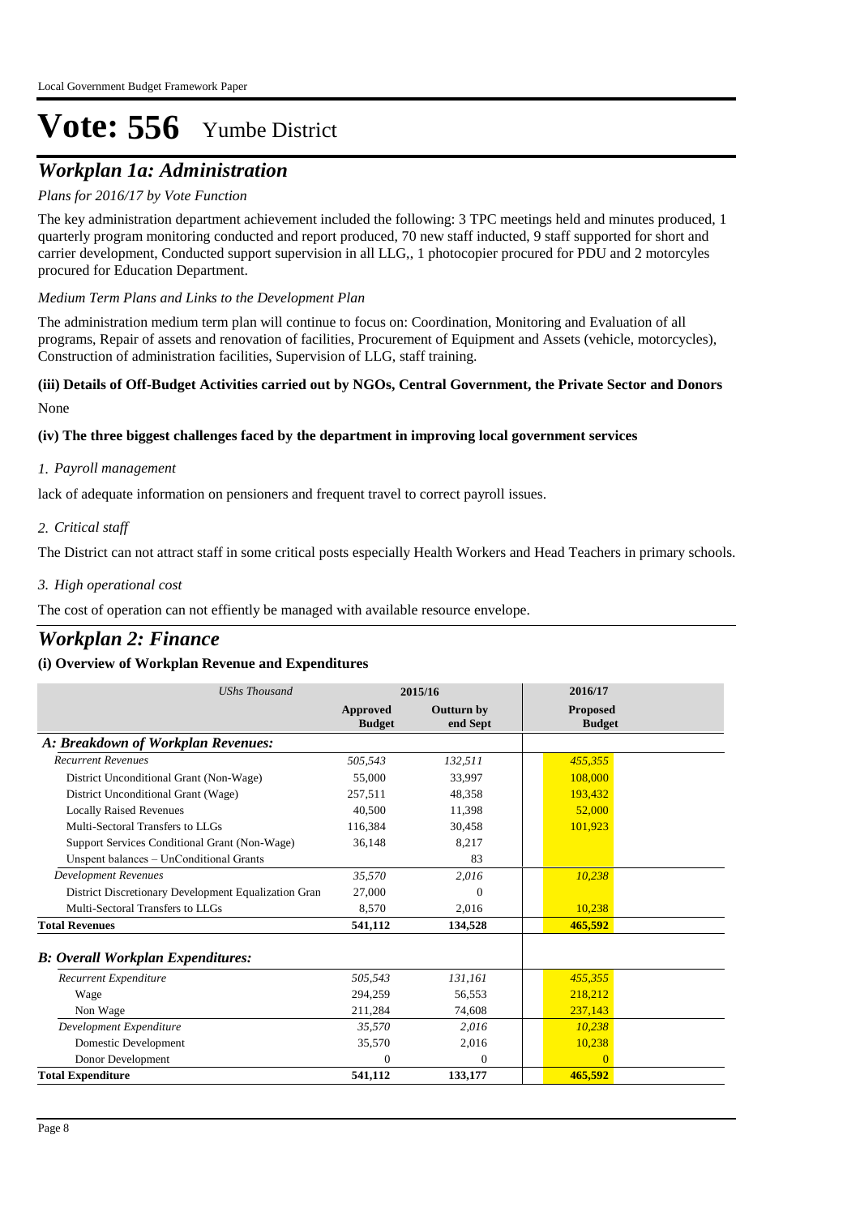# Vote: 556 Yumbe District

## *Workplan 1a: Administration*

*Plans for 2016/17 by Vote Function*

The key administration department achievement included the following: 3 TPC meetings held and minutes produced, 1 quarterly program monitoring conducted and report produced, 70 new staff inducted, 9 staff supported for short and carrier development, Conducted support supervision in all LLG,, 1 photocopier procured for PDU and 2 motorcyles procured for Education Department.

*Medium Term Plans and Links to the Development Plan*

The administration medium term plan will continue to focus on: Coordination, Monitoring and Evaluation of all programs, Repair of assets and renovation of facilities, Procurement of Equipment and Assets (vehicle, motorcycles), Construction of administration facilities, Supervision of LLG, staff training.

**(iii) Details of Off-Budget Activities carried out by NGOs, Central Government, the Private Sector and Donors**

None

**(iv) The three biggest challenges faced by the department in improving local government services**

*1. Payroll management*

lack of adequate information on pensioners and frequent travel to correct payroll issues.

*2. Critical staff*

The District can not attract staff in some critical posts especially Health Workers and Head Teachers in primary schools.

*3. High operational cost*

The cost of operation can not effiently be managed with available resource envelope.

## *Workplan 2: Finance*

**(i) Overview of Workplan Revenue and Expenditures**

| *UShs Thousand* | 2015/16 | | 2016/17 |
|---|---|---|---|
| | **Approved Budget** | **Outturn by end Sept** | **Proposed Budget** |
| ***A: Breakdown of Workplan Revenues:*** | | | |
| *Recurrent Revenues* | *505,543* | *132,511* | *455,355* |
| District Unconditional Grant (Non-Wage) | 55,000 | 33,997 | 108,000 |
| District Unconditional Grant (Wage) | 257,511 | 48,358 | 193,432 |
| Locally Raised Revenues | 40,500 | 11,398 | 52,000 |
| Multi-Sectoral Transfers to LLGs | 116,384 | 30,458 | 101,923 |
| Support Services Conditional Grant (Non-Wage) | 36,148 | 8,217 | |
| Unspent balances – UnConditional Grants | | 83 | |
| *Development Revenues* | *35,570* | *2,016* | *10,238* |
| District Discretionary Development Equalization Gran | 27,000 | 0 | |
| Multi-Sectoral Transfers to LLGs | 8,570 | 2,016 | 10,238 |
| **Total Revenues** | **541,112** | **134,528** | **465,592** |
| ***B: Overall Workplan Expenditures:*** | | | |
| *Recurrent Expenditure* | *505,543* | *131,161* | *455,355* |
| Wage | 294,259 | 56,553 | 218,212 |
| Non Wage | 211,284 | 74,608 | 237,143 |
| *Development Expenditure* | *35,570* | *2,016* | *10,238* |
| Domestic Development | 35,570 | 2,016 | 10,238 |
| Donor Development | 0 | 0 | 0 |
| **Total Expenditure** | **541,112** | **133,177** | **465,592** |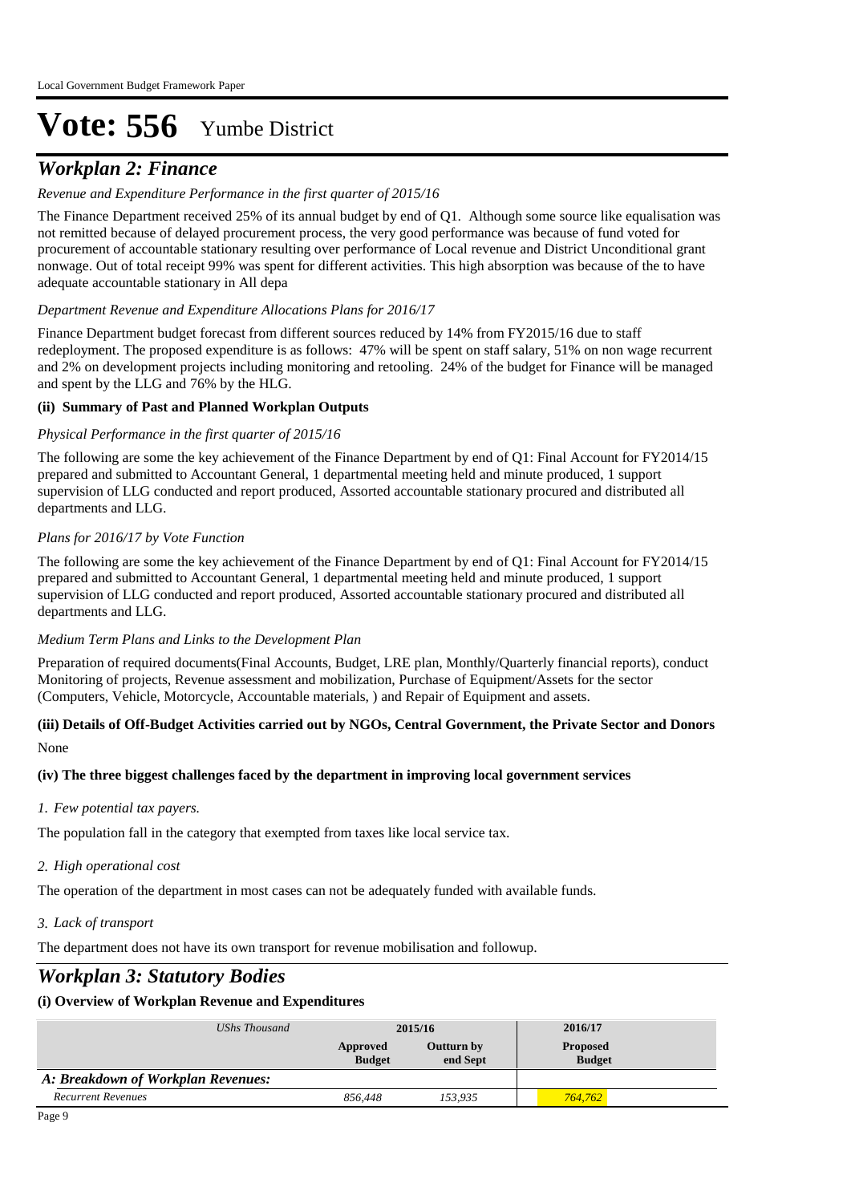# Vote: 556 Yumbe District

## *Workplan 2: Finance*

*Revenue and Expenditure Performance in the first quarter of 2015/16*

The Finance Department received 25% of its annual budget by end of Q1. Although some source like equalisation was not remitted because of delayed procurement process, the very good performance was because of fund voted for procurement of accountable stationary resulting over performance of Local revenue and District Unconditional grant nonwage. Out of total receipt 99% was spent for different activities. This high absorption was because of the to have adequate accountable stationary in All depa

*Department Revenue and Expenditure Allocations Plans for 2016/17*

Finance Department budget forecast from different sources reduced by 14% from FY2015/16 due to staff redeployment. The proposed expenditure is as follows: 47% will be spent on staff salary, 51% on non wage recurrent and 2% on development projects including monitoring and retooling. 24% of the budget for Finance will be managed and spent by the LLG and 76% by the HLG.

**(ii) Summary of Past and Planned Workplan Outputs**

*Physical Performance in the first quarter of 2015/16*

The following are some the key achievement of the Finance Department by end of Q1: Final Account for FY2014/15 prepared and submitted to Accountant General, 1 departmental meeting held and minute produced, 1 support supervision of LLG conducted and report produced, Assorted accountable stationary procured and distributed all departments and LLG.

*Plans for 2016/17 by Vote Function*

The following are some the key achievement of the Finance Department by end of Q1: Final Account for FY2014/15 prepared and submitted to Accountant General, 1 departmental meeting held and minute produced, 1 support supervision of LLG conducted and report produced, Assorted accountable stationary procured and distributed all departments and LLG.

*Medium Term Plans and Links to the Development Plan*

Preparation of required documents(Final Accounts, Budget, LRE plan, Monthly/Quarterly financial reports), conduct Monitoring of projects, Revenue assessment and mobilization, Purchase of Equipment/Assets for the sector (Computers, Vehicle, Motorcycle, Accountable materials, ) and Repair of Equipment and assets.

**(iii) Details of Off-Budget Activities carried out by NGOs, Central Government, the Private Sector and Donors**

None

**(iv) The three biggest challenges faced by the department in improving local government services**

*1. Few potential tax payers.*

The population fall in the category that exempted from taxes like local service tax.

*2. High operational cost*

The operation of the department in most cases can not be adequately funded with available funds.

*3. Lack of transport*

The department does not have its own transport for revenue mobilisation and followup.

## *Workplan 3: Statutory Bodies*

**(i) Overview of Workplan Revenue and Expenditures**

| *UShs Thousand* | 2015/16 | | 2016/17 |
|---|---|---|---|
| | **Approved Budget** | **Outturn by end Sept** | **Proposed Budget** |
| ***A: Breakdown of Workplan Revenues:*** | | | |
| *Recurrent Revenues* | *856,448* | *153,935* | *764,762* |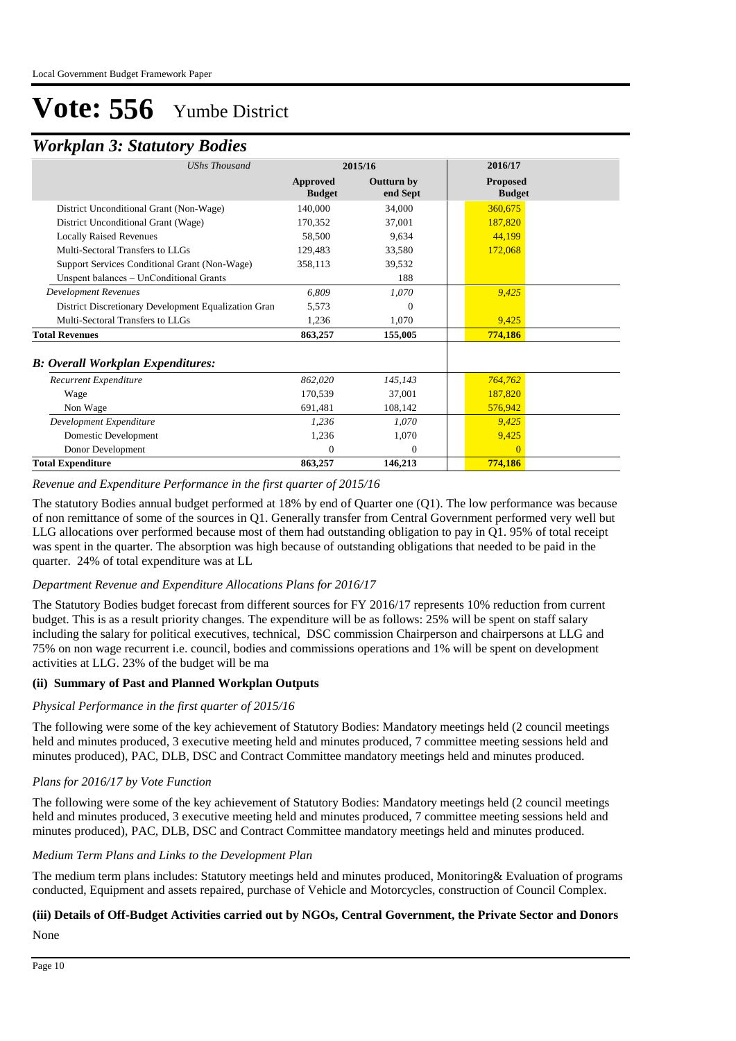# Vote: 556 Yumbe District

## Workplan 3: Statutory Bodies

| UShs Thousand | 2015/16 | | 2016/17 |
|---|---|---|---|
| | Approved Budget | Outturn by end Sept | Proposed Budget |
| District Unconditional Grant (Non-Wage) | 140,000 | 34,000 | 360,675 |
| District Unconditional Grant (Wage) | 170,352 | 37,001 | 187,820 |
| Locally Raised Revenues | 58,500 | 9,634 | 44,199 |
| Multi-Sectoral Transfers to LLGs | 129,483 | 33,580 | 172,068 |
| Support Services Conditional Grant (Non-Wage) | 358,113 | 39,532 | |
| Unspent balances – UnConditional Grants | | 188 | |
| *Development Revenues* | *6,809* | *1,070* | *9,425* |
| District Discretionary Development Equalization Gran | 5,573 | 0 | |
| Multi-Sectoral Transfers to LLGs | 1,236 | 1,070 | 9,425 |
| **Total Revenues** | **863,257** | **155,005** | **774,186** |
| ***B: Overall Workplan Expenditures:*** | | | |
| *Recurrent Expenditure* | *862,020* | *145,143* | *764,762* |
| Wage | 170,539 | 37,001 | 187,820 |
| Non Wage | 691,481 | 108,142 | 576,942 |
| *Development Expenditure* | *1,236* | *1,070* | *9,425* |
| Domestic Development | 1,236 | 1,070 | 9,425 |
| Donor Development | 0 | 0 | 0 |
| **Total Expenditure** | **863,257** | **146,213** | **774,186** |

*Revenue and Expenditure Performance in the first quarter of 2015/16*

The statutory Bodies annual budget performed at 18% by end of Quarter one (Q1). The low performance was because of non remittance of some of the sources in Q1. Generally transfer from Central Government performed very well but LLG allocations over performed because most of them had outstanding obligation to pay in Q1. 95% of total receipt was spent in the quarter. The absorption was high because of outstanding obligations that needed to be paid in the quarter. 24% of total expenditure was at LL

*Department Revenue and Expenditure Allocations Plans for 2016/17*

The Statutory Bodies budget forecast from different sources for FY 2016/17 represents 10% reduction from current budget. This is as a result priority changes. The expenditure will be as follows: 25% will be spent on staff salary including the salary for political executives, technical, DSC commission Chairperson and chairpersons at LLG and 75% on non wage recurrent i.e. council, bodies and commissions operations and 1% will be spent on development activities at LLG. 23% of the budget will be ma

**(ii) Summary of Past and Planned Workplan Outputs**

*Physical Performance in the first quarter of 2015/16*

The following were some of the key achievement of Statutory Bodies: Mandatory meetings held (2 council meetings held and minutes produced, 3 executive meeting held and minutes produced, 7 committee meeting sessions held and minutes produced), PAC, DLB, DSC and Contract Committee mandatory meetings held and minutes produced.

*Plans for 2016/17 by Vote Function*

The following were some of the key achievement of Statutory Bodies: Mandatory meetings held (2 council meetings held and minutes produced, 3 executive meeting held and minutes produced, 7 committee meeting sessions held and minutes produced), PAC, DLB, DSC and Contract Committee mandatory meetings held and minutes produced.

*Medium Term Plans and Links to the Development Plan*

The medium term plans includes: Statutory meetings held and minutes produced, Monitoring& Evaluation of programs conducted, Equipment and assets repaired, purchase of Vehicle and Motorcycles, construction of Council Complex.

**(iii) Details of Off-Budget Activities carried out by NGOs, Central Government, the Private Sector and Donors**

None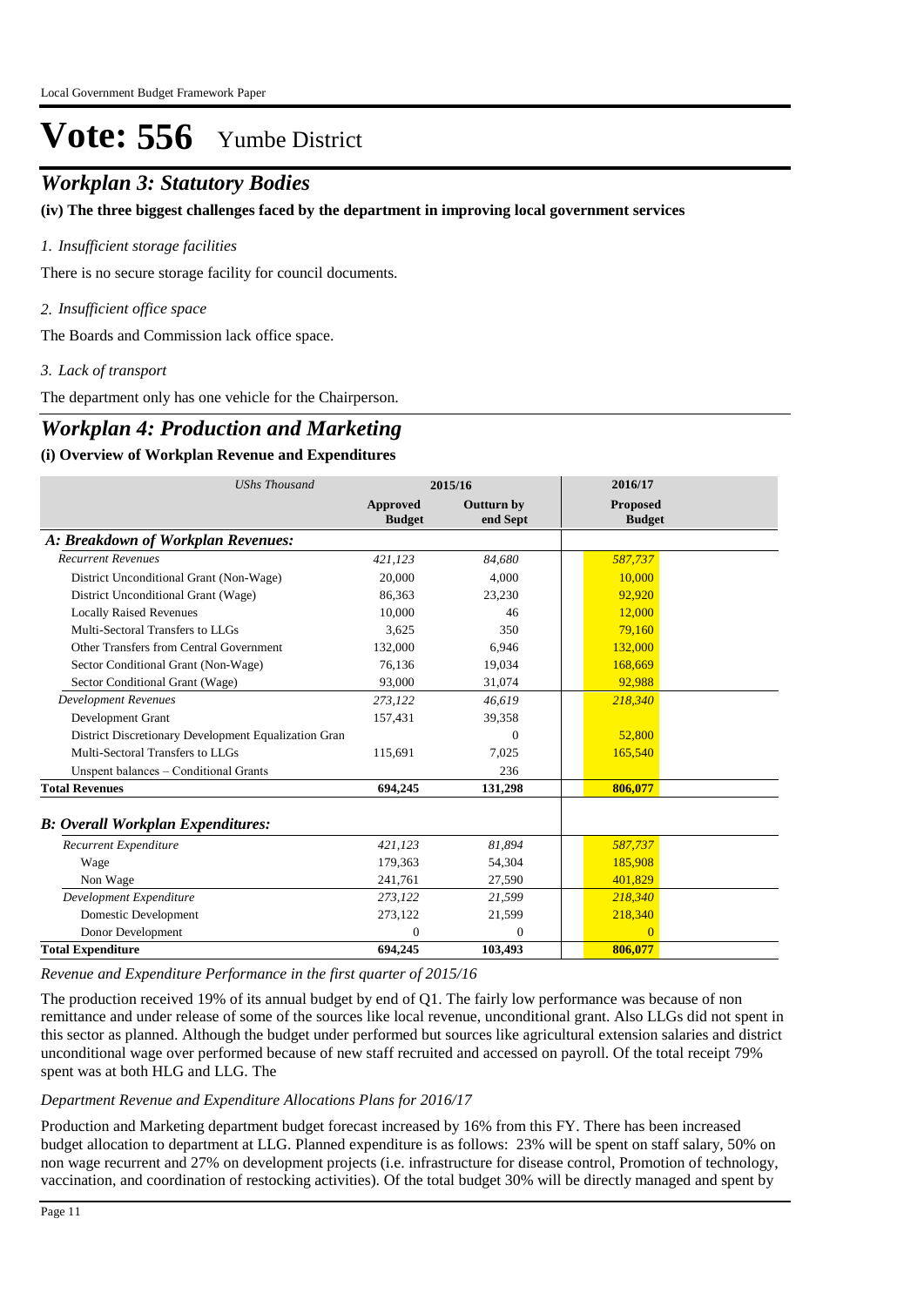# Vote: 556 Yumbe District

## *Workplan 3: Statutory Bodies*

**(iv) The three biggest challenges faced by the department in improving local government services**

*1. Insufficient storage facilities*

There is no secure storage facility for council documents.

*2. Insufficient office space*

The Boards and Commission lack office space.

*3. Lack of transport*

The department only has one vehicle for the Chairperson.

## *Workplan 4: Production and Marketing*

**(i) Overview of Workplan Revenue and Expenditures**

| *UShs Thousand* | 2015/16 | | 2016/17 |
|---|---|---|---|
| | **Approved Budget** | **Outturn by end Sept** | **Proposed Budget** |
| ***A: Breakdown of Workplan Revenues:*** | | | |
| *Recurrent Revenues* | *421,123* | *84,680* | *587,737* |
| District Unconditional Grant (Non-Wage) | 20,000 | 4,000 | 10,000 |
| District Unconditional Grant (Wage) | 86,363 | 23,230 | 92,920 |
| Locally Raised Revenues | 10,000 | 46 | 12,000 |
| Multi-Sectoral Transfers to LLGs | 3,625 | 350 | 79,160 |
| Other Transfers from Central Government | 132,000 | 6,946 | 132,000 |
| Sector Conditional Grant (Non-Wage) | 76,136 | 19,034 | 168,669 |
| Sector Conditional Grant (Wage) | 93,000 | 31,074 | 92,988 |
| *Development Revenues* | *273,122* | *46,619* | *218,340* |
| Development Grant | 157,431 | 39,358 | |
| District Discretionary Development Equalization Gran | | 0 | 52,800 |
| Multi-Sectoral Transfers to LLGs | 115,691 | 7,025 | 165,540 |
| Unspent balances – Conditional Grants | | 236 | |
| **Total Revenues** | **694,245** | **131,298** | **806,077** |
| ***B: Overall Workplan Expenditures:*** | | | |
| *Recurrent Expenditure* | *421,123* | *81,894* | *587,737* |
| Wage | 179,363 | 54,304 | 185,908 |
| Non Wage | 241,761 | 27,590 | 401,829 |
| *Development Expenditure* | *273,122* | *21,599* | *218,340* |
| Domestic Development | 273,122 | 21,599 | 218,340 |
| Donor Development | 0 | 0 | 0 |
| **Total Expenditure** | **694,245** | **103,493** | **806,077** |

*Revenue and Expenditure Performance in the first quarter of 2015/16*

The production received 19% of its annual budget by end of Q1. The fairly low performance was because of non remittance and under release of some of the sources like local revenue, unconditional grant. Also LLGs did not spent in this sector as planned. Although the budget under performed but sources like agricultural extension salaries and district unconditional wage over performed because of new staff recruited and accessed on payroll. Of the total receipt 79% spent was at both HLG and LLG. The

*Department Revenue and Expenditure Allocations Plans for 2016/17*

Production and Marketing department budget forecast increased by 16% from this FY. There has been increased budget allocation to department at LLG. Planned expenditure is as follows: 23% will be spent on staff salary, 50% on non wage recurrent and 27% on development projects (i.e. infrastructure for disease control, Promotion of technology, vaccination, and coordination of restocking activities). Of the total budget 30% will be directly managed and spent by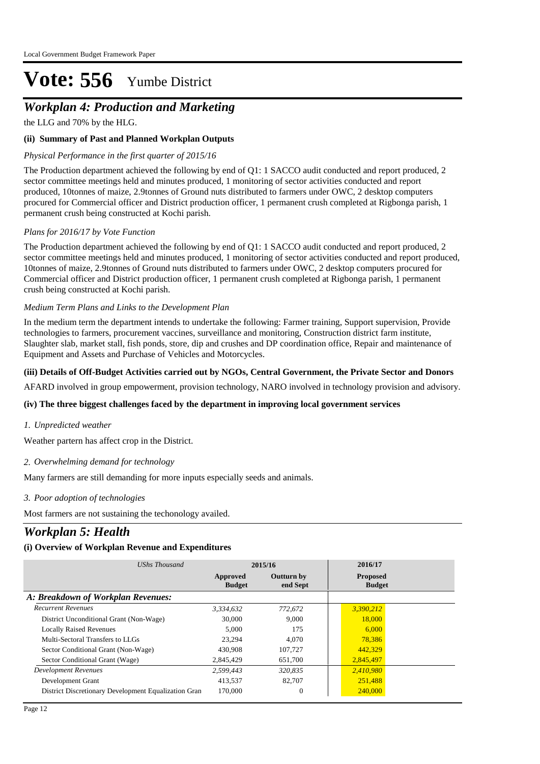# Vote: 556 Yumbe District

## *Workplan 4: Production and Marketing*

the LLG and 70% by the HLG.

### (ii) Summary of Past and Planned Workplan Outputs

*Physical Performance in the first quarter of 2015/16*

The Production department achieved the following by end of Q1: 1 SACCO audit conducted and report produced, 2 sector committee meetings held and minutes produced, 1 monitoring of sector activities conducted and report produced, 10tonnes of maize, 2.9tonnes of Ground nuts distributed to farmers under OWC, 2 desktop computers procured for Commercial officer and District production officer, 1 permanent crush completed at Rigbonga parish, 1 permanent crush being constructed at Kochi parish.

*Plans for 2016/17 by Vote Function*

The Production department achieved the following by end of Q1: 1 SACCO audit conducted and report produced, 2 sector committee meetings held and minutes produced, 1 monitoring of sector activities conducted and report produced, 10tonnes of maize, 2.9tonnes of Ground nuts distributed to farmers under OWC, 2 desktop computers procured for Commercial officer and District production officer, 1 permanent crush completed at Rigbonga parish, 1 permanent crush being constructed at Kochi parish.

*Medium Term Plans and Links to the Development Plan*

In the medium term the department intends to undertake the following: Farmer training, Support supervision, Provide technologies to farmers, procurement vaccines, surveillance and monitoring, Construction district farm institute, Slaughter slab, market stall, fish ponds, store, dip and crushes and DP coordination office, Repair and maintenance of Equipment and Assets and Purchase of Vehicles and Motorcycles.

### (iii) Details of Off-Budget Activities carried out by NGOs, Central Government, the Private Sector and Donors

AFARD involved in group empowerment, provision technology, NARO involved in technology provision and advisory.

### (iv) The three biggest challenges faced by the department in improving local government services

*1. Unpredicted weather*

Weather partern has affect crop in the District.

*2. Overwhelming demand for technology*

Many farmers are still demanding for more inputs especially seeds and animals.

*3. Poor adoption of technologies*

Most farmers are not sustaining the techonology availed.

## *Workplan 5: Health*

### (i) Overview of Workplan Revenue and Expenditures

| *UShs Thousand* | 2015/16 | | 2016/17 |
|---|---|---|---|
| | **Approved Budget** | **Outturn by end Sept** | **Proposed Budget** |
| ***A: Breakdown of Workplan Revenues:*** | | | |
| *Recurrent Revenues* | *3,334,632* | *772,672* | *3,390,212* |
| District Unconditional Grant (Non-Wage) | 30,000 | 9,000 | 18,000 |
| Locally Raised Revenues | 5,000 | 175 | 6,000 |
| Multi-Sectoral Transfers to LLGs | 23,294 | 4,070 | 78,386 |
| Sector Conditional Grant (Non-Wage) | 430,908 | 107,727 | 442,329 |
| Sector Conditional Grant (Wage) | 2,845,429 | 651,700 | 2,845,497 |
| *Development Revenues* | *2,599,443* | *320,835* | *2,410,980* |
| Development Grant | 413,537 | 82,707 | 251,488 |
| District Discretionary Development Equalization Gran | 170,000 | 0 | 240,000 |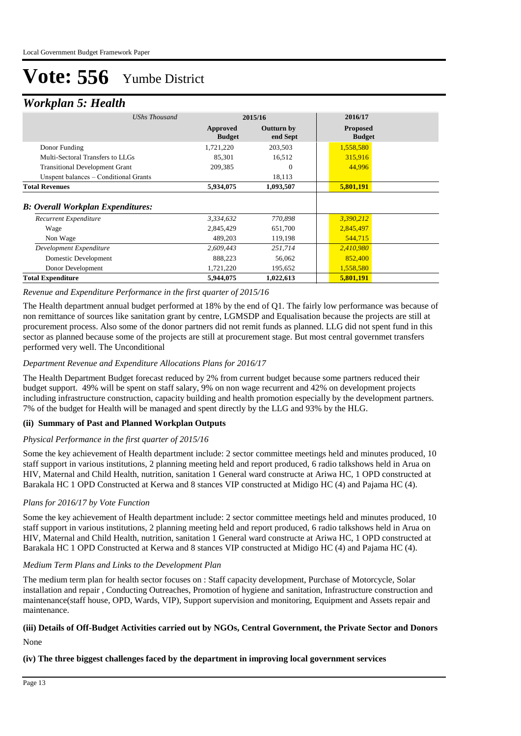# Vote: 556 Yumbe District

## *Workplan 5: Health*

| *UShs Thousand* | 2015/16 | | 2016/17 |
|---|---|---|---|
| | **Approved Budget** | **Outturn by end Sept** | **Proposed Budget** |
| Donor Funding | 1,721,220 | 203,503 | 1,558,580 |
| Multi-Sectoral Transfers to LLGs | 85,301 | 16,512 | 315,916 |
| Transitional Development Grant | 209,385 | 0 | 44,996 |
| Unspent balances – Conditional Grants | | 18,113 | |
| **Total Revenues** | **5,934,075** | **1,093,507** | **5,801,191** |
| ***B: Overall Workplan Expenditures:*** | | | |
| *Recurrent Expenditure* | *3,334,632* | *770,898* | *3,390,212* |
| Wage | 2,845,429 | 651,700 | 2,845,497 |
| Non Wage | 489,203 | 119,198 | 544,715 |
| *Development Expenditure* | *2,609,443* | *251,714* | *2,410,980* |
| Domestic Development | 888,223 | 56,062 | 852,400 |
| Donor Development | 1,721,220 | 195,652 | 1,558,580 |
| **Total Expenditure** | **5,944,075** | **1,022,613** | **5,801,191** |

*Revenue and Expenditure Performance in the first quarter of 2015/16*

The Health department annual budget performed at 18% by the end of Q1. The fairly low performance was because of non remittance of sources like sanitation grant by centre, LGMSDP and Equalisation because the projects are still at procurement process. Also some of the donor partners did not remit funds as planned. LLG did not spent fund in this sector as planned because some of the projects are still at procurement stage. But most central governmet transfers performed very well. The Unconditional

*Department Revenue and Expenditure Allocations Plans for 2016/17*

The Health Department Budget forecast reduced by 2% from current budget because some partners reduced their budget support. 49% will be spent on staff salary, 9% on non wage recurrent and 42% on development projects including infrastructure construction, capacity building and health promotion especially by the development partners. 7% of the budget for Health will be managed and spent directly by the LLG and 93% by the HLG.

### (ii) Summary of Past and Planned Workplan Outputs

*Physical Performance in the first quarter of 2015/16*

Some the key achievement of Health department include: 2 sector committee meetings held and minutes produced, 10 staff support in various institutions, 2 planning meeting held and report produced, 6 radio talkshows held in Arua on HIV, Maternal and Child Health, nutrition, sanitation 1 General ward constructe at Ariwa HC, 1 OPD constructed at Barakala HC 1 OPD Constructed at Kerwa and 8 stances VIP constructed at Midigo HC (4) and Pajama HC (4).

*Plans for 2016/17 by Vote Function*

Some the key achievement of Health department include: 2 sector committee meetings held and minutes produced, 10 staff support in various institutions, 2 planning meeting held and report produced, 6 radio talkshows held in Arua on HIV, Maternal and Child Health, nutrition, sanitation 1 General ward constructe at Ariwa HC, 1 OPD constructed at Barakala HC 1 OPD Constructed at Kerwa and 8 stances VIP constructed at Midigo HC (4) and Pajama HC (4).

*Medium Term Plans and Links to the Development Plan*

The medium term plan for health sector focuses on : Staff capacity development, Purchase of Motorcycle, Solar installation and repair , Conducting Outreaches, Promotion of hygiene and sanitation, Infrastructure construction and maintenance(staff house, OPD, Wards, VIP), Support supervision and monitoring, Equipment and Assets repair and maintenance.

### (iii) Details of Off-Budget Activities carried out by NGOs, Central Government, the Private Sector and Donors

None

### (iv) The three biggest challenges faced by the department in improving local government services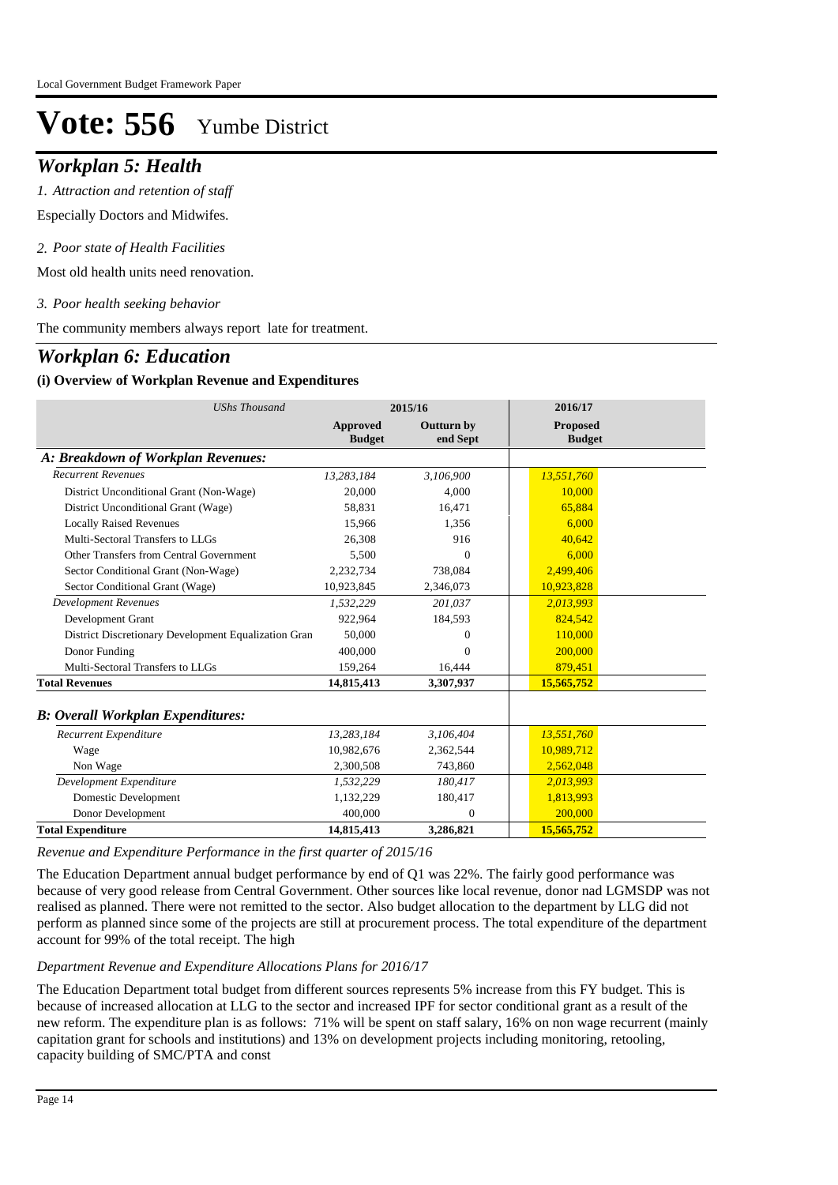# Vote: 556 Yumbe District

## *Workplan 5: Health*

*1. Attraction and retention of staff*

Especially Doctors and Midwifes.

*2. Poor state of Health Facilities*

Most old health units need renovation.

*3. Poor health seeking behavior*

The community members always report late for treatment.

## *Workplan 6: Education*

### (i) Overview of Workplan Revenue and Expenditures

| *UShs Thousand* | 2015/16 | | 2016/17 |
|---|---|---|---|
| | **Approved Budget** | **Outturn by end Sept** | **Proposed Budget** |
| ***A: Breakdown of Workplan Revenues:*** | | | |
| *Recurrent Revenues* | *13,283,184* | *3,106,900* | *13,551,760* |
| District Unconditional Grant (Non-Wage) | 20,000 | 4,000 | 10,000 |
| District Unconditional Grant (Wage) | 58,831 | 16,471 | 65,884 |
| Locally Raised Revenues | 15,966 | 1,356 | 6,000 |
| Multi-Sectoral Transfers to LLGs | 26,308 | 916 | 40,642 |
| Other Transfers from Central Government | 5,500 | 0 | 6,000 |
| Sector Conditional Grant (Non-Wage) | 2,232,734 | 738,084 | 2,499,406 |
| Sector Conditional Grant (Wage) | 10,923,845 | 2,346,073 | 10,923,828 |
| *Development Revenues* | *1,532,229* | *201,037* | *2,013,993* |
| Development Grant | 922,964 | 184,593 | 824,542 |
| District Discretionary Development Equalization Gran | 50,000 | 0 | 110,000 |
| Donor Funding | 400,000 | 0 | 200,000 |
| Multi-Sectoral Transfers to LLGs | 159,264 | 16,444 | 879,451 |
| **Total Revenues** | **14,815,413** | **3,307,937** | **15,565,752** |
| ***B: Overall Workplan Expenditures:*** | | | |
| *Recurrent Expenditure* | *13,283,184* | *3,106,404* | *13,551,760* |
| Wage | 10,982,676 | 2,362,544 | 10,989,712 |
| Non Wage | 2,300,508 | 743,860 | 2,562,048 |
| *Development Expenditure* | *1,532,229* | *180,417* | *2,013,993* |
| Domestic Development | 1,132,229 | 180,417 | 1,813,993 |
| Donor Development | 400,000 | 0 | 200,000 |
| **Total Expenditure** | **14,815,413** | **3,286,821** | **15,565,752** |

*Revenue and Expenditure Performance in the first quarter of 2015/16*

The Education Department annual budget performance by end of Q1 was 22%. The fairly good performance was because of very good release from Central Government. Other sources like local revenue, donor nad LGMSDP was not realised as planned. There were not remitted to the sector. Also budget allocation to the department by LLG did not perform as planned since some of the projects are still at procurement process. The total expenditure of the department account for 99% of the total receipt. The high

*Department Revenue and Expenditure Allocations Plans for 2016/17*

The Education Department total budget from different sources represents 5% increase from this FY budget. This is because of increased allocation at LLG to the sector and increased IPF for sector conditional grant as a result of the new reform. The expenditure plan is as follows: 71% will be spent on staff salary, 16% on non wage recurrent (mainly capitation grant for schools and institutions) and 13% on development projects including monitoring, retooling, capacity building of SMC/PTA and const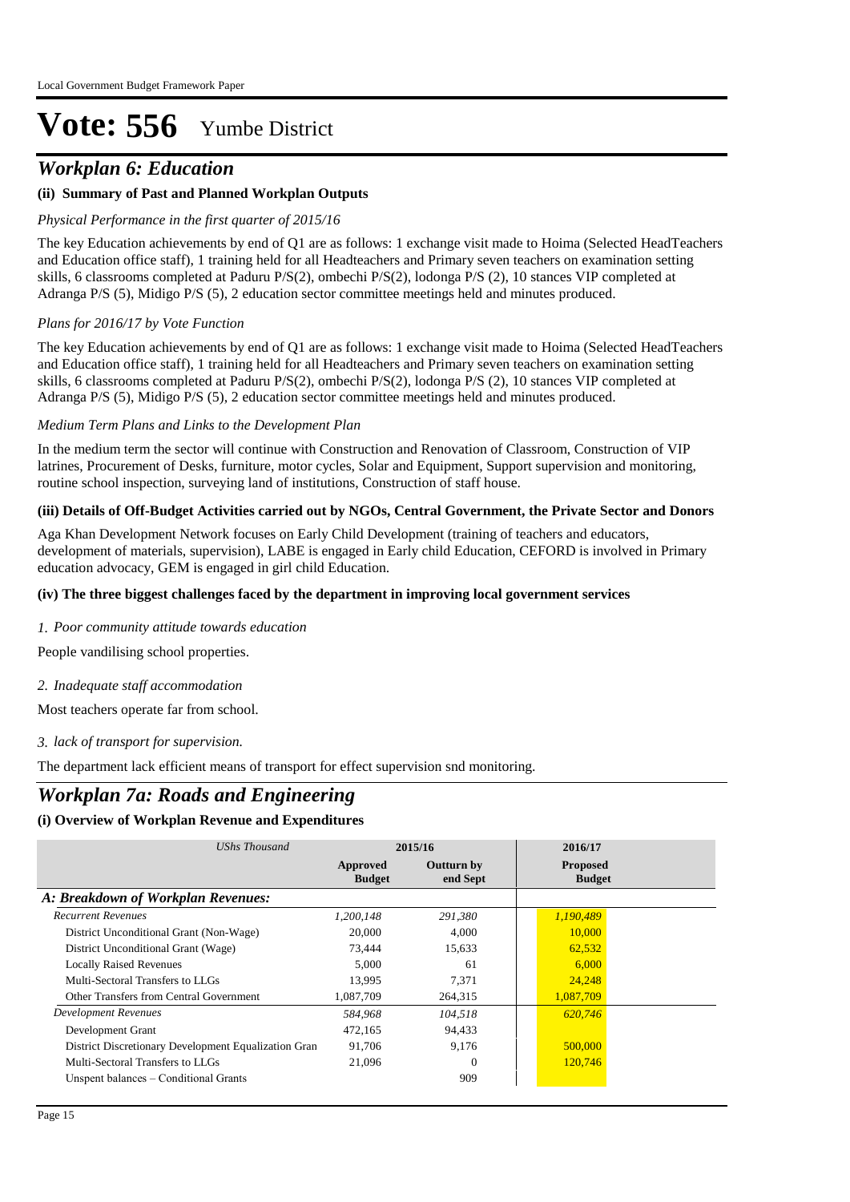# Vote: 556 Yumbe District

## *Workplan 6: Education*

### (ii) Summary of Past and Planned Workplan Outputs

*Physical Performance in the first quarter of 2015/16*

The key Education achievements by end of Q1 are as follows: 1 exchange visit made to Hoima (Selected HeadTeachers and Education office staff), 1 training held for all Headteachers and Primary seven teachers on examination setting skills, 6 classrooms completed at Paduru P/S(2), ombechi P/S(2), lodonga P/S (2), 10 stances VIP completed at Adranga P/S (5), Midigo P/S (5), 2 education sector committee meetings held and minutes produced.

*Plans for 2016/17 by Vote Function*

The key Education achievements by end of Q1 are as follows: 1 exchange visit made to Hoima (Selected HeadTeachers and Education office staff), 1 training held for all Headteachers and Primary seven teachers on examination setting skills, 6 classrooms completed at Paduru P/S(2), ombechi P/S(2), lodonga P/S (2), 10 stances VIP completed at Adranga P/S (5), Midigo P/S (5), 2 education sector committee meetings held and minutes produced.

*Medium Term Plans and Links to the Development Plan*

In the medium term the sector will continue with Construction and Renovation of Classroom, Construction of VIP latrines, Procurement of Desks, furniture, motor cycles, Solar and Equipment, Support supervision and monitoring, routine school inspection, surveying land of institutions, Construction of staff house.

### (iii) Details of Off-Budget Activities carried out by NGOs, Central Government, the Private Sector and Donors

Aga Khan Development Network focuses on Early Child Development (training of teachers and educators, development of materials, supervision), LABE is engaged in Early child Education, CEFORD is involved in Primary education advocacy, GEM is engaged in girl child Education.

### (iv) The three biggest challenges faced by the department in improving local government services

*1. Poor community attitude towards education*

People vandilising school properties.

*2. Inadequate staff accommodation*

Most teachers operate far from school.

*3. lack of transport for supervision.*

The department lack efficient means of transport for effect supervision snd monitoring.

## *Workplan 7a: Roads and Engineering*

### (i) Overview of Workplan Revenue and Expenditures

| *UShs Thousand* | 2015/16 | | 2016/17 |
|---|---|---|---|
| | **Approved Budget** | **Outturn by end Sept** | **Proposed Budget** |
| ***A: Breakdown of Workplan Revenues:*** | | | |
| *Recurrent Revenues* | *1,200,148* | *291,380* | *1,190,489* |
| District Unconditional Grant (Non-Wage) | 20,000 | 4,000 | 10,000 |
| District Unconditional Grant (Wage) | 73,444 | 15,633 | 62,532 |
| Locally Raised Revenues | 5,000 | 61 | 6,000 |
| Multi-Sectoral Transfers to LLGs | 13,995 | 7,371 | 24,248 |
| Other Transfers from Central Government | 1,087,709 | 264,315 | 1,087,709 |
| *Development Revenues* | *584,968* | *104,518* | *620,746* |
| Development Grant | 472,165 | 94,433 | |
| District Discretionary Development Equalization Gran | 91,706 | 9,176 | 500,000 |
| Multi-Sectoral Transfers to LLGs | 21,096 | 0 | 120,746 |
| Unspent balances – Conditional Grants | | 909 | |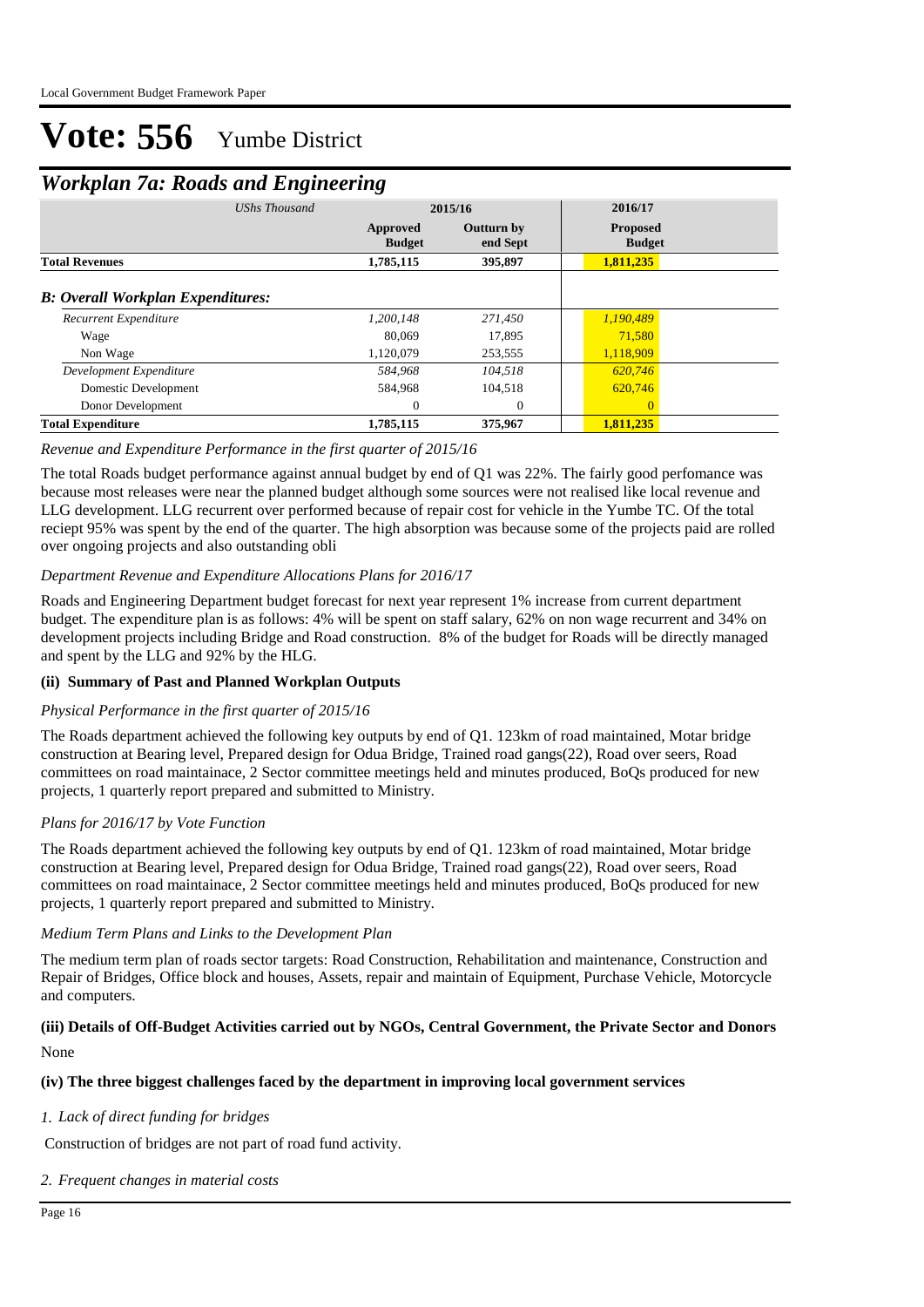# Vote: 556 Yumbe District

## *Workplan 7a: Roads and Engineering*

| *UShs Thousand* | 2015/16 | | 2016/17 |
|---|---|---|---|
| | **Approved Budget** | **Outturn by end Sept** | **Proposed Budget** |
| **Total Revenues** | **1,785,115** | **395,897** | **1,811,235** |
| ***B: Overall Workplan Expenditures:*** | | | |
| *Recurrent Expenditure* | *1,200,148* | *271,450* | *1,190,489* |
| Wage | 80,069 | 17,895 | 71,580 |
| Non Wage | 1,120,079 | 253,555 | 1,118,909 |
| *Development Expenditure* | *584,968* | *104,518* | *620,746* |
| Domestic Development | 584,968 | 104,518 | 620,746 |
| Donor Development | 0 | 0 | 0 |
| **Total Expenditure** | **1,785,115** | **375,967** | **1,811,235** |

*Revenue and Expenditure Performance in the first quarter of 2015/16*

The total Roads budget performance against annual budget by end of Q1 was 22%. The fairly good perfomance was because most releases were near the planned budget although some sources were not realised like local revenue and LLG development. LLG recurrent over performed because of repair cost for vehicle in the Yumbe TC. Of the total reciept 95% was spent by the end of the quarter. The high absorption was because some of the projects paid are rolled over ongoing projects and also outstanding obli

*Department Revenue and Expenditure Allocations Plans for 2016/17*

Roads and Engineering Department budget forecast for next year represent 1% increase from current department budget. The expenditure plan is as follows: 4% will be spent on staff salary, 62% on non wage recurrent and 34% on development projects including Bridge and Road construction.  8% of the budget for Roads will be directly managed and spent by the LLG and 92% by the HLG.

### (ii) Summary of Past and Planned Workplan Outputs

*Physical Performance in the first quarter of 2015/16*

The Roads department achieved the following key outputs by end of Q1. 123km of road maintained, Motar bridge construction at Bearing level, Prepared design for Odua Bridge, Trained road gangs(22), Road over seers, Road committees on road maintainace, 2 Sector committee meetings held and minutes produced, BoQs produced for new projects, 1 quarterly report prepared and submitted to Ministry.

*Plans for 2016/17 by Vote Function*

The Roads department achieved the following key outputs by end of Q1. 123km of road maintained, Motar bridge construction at Bearing level, Prepared design for Odua Bridge, Trained road gangs(22), Road over seers, Road committees on road maintainace, 2 Sector committee meetings held and minutes produced, BoQs produced for new projects, 1 quarterly report prepared and submitted to Ministry.

*Medium Term Plans and Links to the Development Plan*

The medium term plan of roads sector targets: Road Construction, Rehabilitation and maintenance, Construction and Repair of Bridges, Office block and houses, Assets, repair and maintain of Equipment, Purchase Vehicle, Motorcycle and computers.

### (iii) Details of Off-Budget Activities carried out by NGOs, Central Government, the Private Sector and Donors

None

### (iv) The three biggest challenges faced by the department in improving local government services

*1. Lack of direct funding for bridges*

Construction of bridges are not part of road fund activity.

*2. Frequent changes in material costs*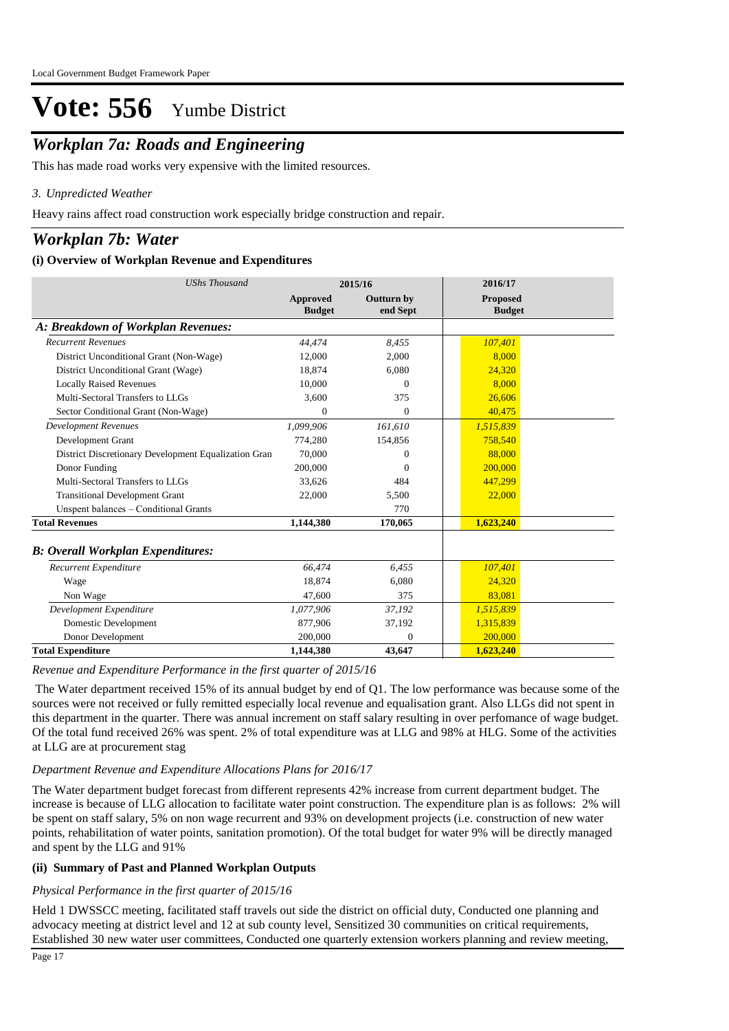# Vote: 556 Yumbe District

## *Workplan 7a: Roads and Engineering*

This has made road works very expensive with the limited resources.

*3. Unpredicted Weather*

Heavy rains affect road construction work especially bridge construction and repair.

## *Workplan 7b: Water*

### (i) Overview of Workplan Revenue and Expenditures

| *UShs Thousand* | 2015/16 | | 2016/17 |
|---|---|---|---|
| | **Approved Budget** | **Outturn by end Sept** | **Proposed Budget** |
| ***A: Breakdown of Workplan Revenues:*** | | | |
| *Recurrent Revenues* | *44,474* | *8,455* | *107,401* |
| District Unconditional Grant (Non-Wage) | 12,000 | 2,000 | 8,000 |
| District Unconditional Grant (Wage) | 18,874 | 6,080 | 24,320 |
| Locally Raised Revenues | 10,000 | 0 | 8,000 |
| Multi-Sectoral Transfers to LLGs | 3,600 | 375 | 26,606 |
| Sector Conditional Grant (Non-Wage) | 0 | 0 | 40,475 |
| *Development Revenues* | *1,099,906* | *161,610* | *1,515,839* |
| Development Grant | 774,280 | 154,856 | 758,540 |
| District Discretionary Development Equalization Gran | 70,000 | 0 | 88,000 |
| Donor Funding | 200,000 | 0 | 200,000 |
| Multi-Sectoral Transfers to LLGs | 33,626 | 484 | 447,299 |
| Transitional Development Grant | 22,000 | 5,500 | 22,000 |
| Unspent balances – Conditional Grants | | 770 | |
| **Total Revenues** | **1,144,380** | **170,065** | **1,623,240** |
| ***B: Overall Workplan Expenditures:*** | | | |
| *Recurrent Expenditure* | *66,474* | *6,455* | *107,401* |
| Wage | 18,874 | 6,080 | 24,320 |
| Non Wage | 47,600 | 375 | 83,081 |
| *Development Expenditure* | *1,077,906* | *37,192* | *1,515,839* |
| Domestic Development | 877,906 | 37,192 | 1,315,839 |
| Donor Development | 200,000 | 0 | 200,000 |
| **Total Expenditure** | **1,144,380** | **43,647** | **1,623,240** |

*Revenue and Expenditure Performance in the first quarter of 2015/16*

The Water department received 15% of its annual budget by end of Q1. The low performance was because some of the sources were not received or fully remitted especially local revenue and equalisation grant. Also LLGs did not spent in this department in the quarter. There was annual increment on staff salary resulting in over perfomance of wage budget. Of the total fund received 26% was spent. 2% of total expenditure was at LLG and 98% at HLG. Some of the activities at LLG are at procurement stag

*Department Revenue and Expenditure Allocations Plans for 2016/17*

The Water department budget forecast from different represents 42% increase from current department budget. The increase is because of LLG allocation to facilitate water point construction. The expenditure plan is as follows: 2% will be spent on staff salary, 5% on non wage recurrent and 93% on development projects (i.e. construction of new water points, rehabilitation of water points, sanitation promotion). Of the total budget for water 9% will be directly managed and spent by the LLG and 91%

### (ii) Summary of Past and Planned Workplan Outputs

*Physical Performance in the first quarter of 2015/16*

Held 1 DWSSCC meeting, facilitated staff travels out side the district on official duty, Conducted one planning and advocacy meeting at district level and 12 at sub county level, Sensitized 30 communities on critical requirements, Established 30 new water user committees, Conducted one quarterly extension workers planning and review meeting,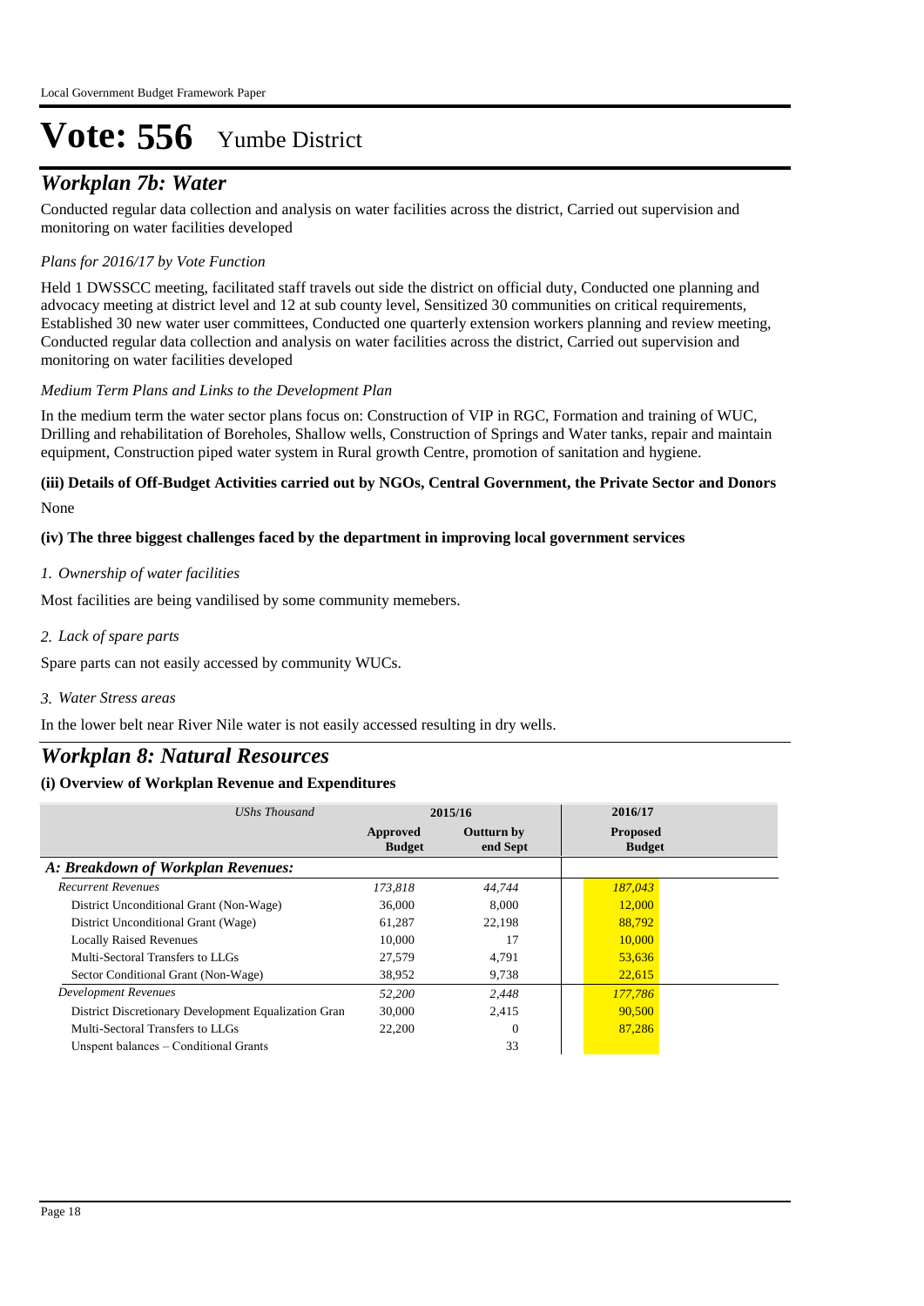# Vote: 556 Yumbe District

## *Workplan 7b: Water*

Conducted regular data collection and analysis on water facilities across the district, Carried out supervision and monitoring on water facilities developed

*Plans for 2016/17 by Vote Function*

Held 1 DWSSCC meeting, facilitated staff travels out side the district on official duty, Conducted one planning and advocacy meeting at district level and 12 at sub county level, Sensitized 30 communities on critical requirements, Established 30 new water user committees, Conducted one quarterly extension workers planning and review meeting, Conducted regular data collection and analysis on water facilities across the district, Carried out supervision and monitoring on water facilities developed

*Medium Term Plans and Links to the Development Plan*

In the medium term the water sector plans focus on: Construction of VIP in RGC, Formation and training of WUC, Drilling and rehabilitation of Boreholes, Shallow wells, Construction of Springs and Water tanks, repair and maintain equipment, Construction piped water system in Rural growth Centre, promotion of sanitation and hygiene.

**(iii) Details of Off-Budget Activities carried out by NGOs, Central Government, the Private Sector and Donors**

None

**(iv) The three biggest challenges faced by the department in improving local government services**

*1. Ownership of water facilities*

Most facilities are being vandilised by some community memebers.

*2. Lack of spare parts*

Spare parts can not easily accessed by community WUCs.

*3. Water Stress areas*

In the lower belt near River Nile water is not easily accessed resulting in dry wells.

## *Workplan 8: Natural Resources*

**(i) Overview of Workplan Revenue and Expenditures**

| *UShs Thousand* | 2015/16 | | 2016/17 |
|---|---|---|---|
| | **Approved Budget** | **Outturn by end Sept** | **Proposed Budget** |
| ***A: Breakdown of Workplan Revenues:*** | | | |
| *Recurrent Revenues* | *173,818* | *44,744* | *187,043* |
| District Unconditional Grant (Non-Wage) | 36,000 | 8,000 | 12,000 |
| District Unconditional Grant (Wage) | 61,287 | 22,198 | 88,792 |
| Locally Raised Revenues | 10,000 | 17 | 10,000 |
| Multi-Sectoral Transfers to LLGs | 27,579 | 4,791 | 53,636 |
| Sector Conditional Grant (Non-Wage) | 38,952 | 9,738 | 22,615 |
| *Development Revenues* | *52,200* | *2,448* | *177,786* |
| District Discretionary Development Equalization Gran | 30,000 | 2,415 | 90,500 |
| Multi-Sectoral Transfers to LLGs | 22,200 | 0 | 87,286 |
| Unspent balances – Conditional Grants | | 33 | |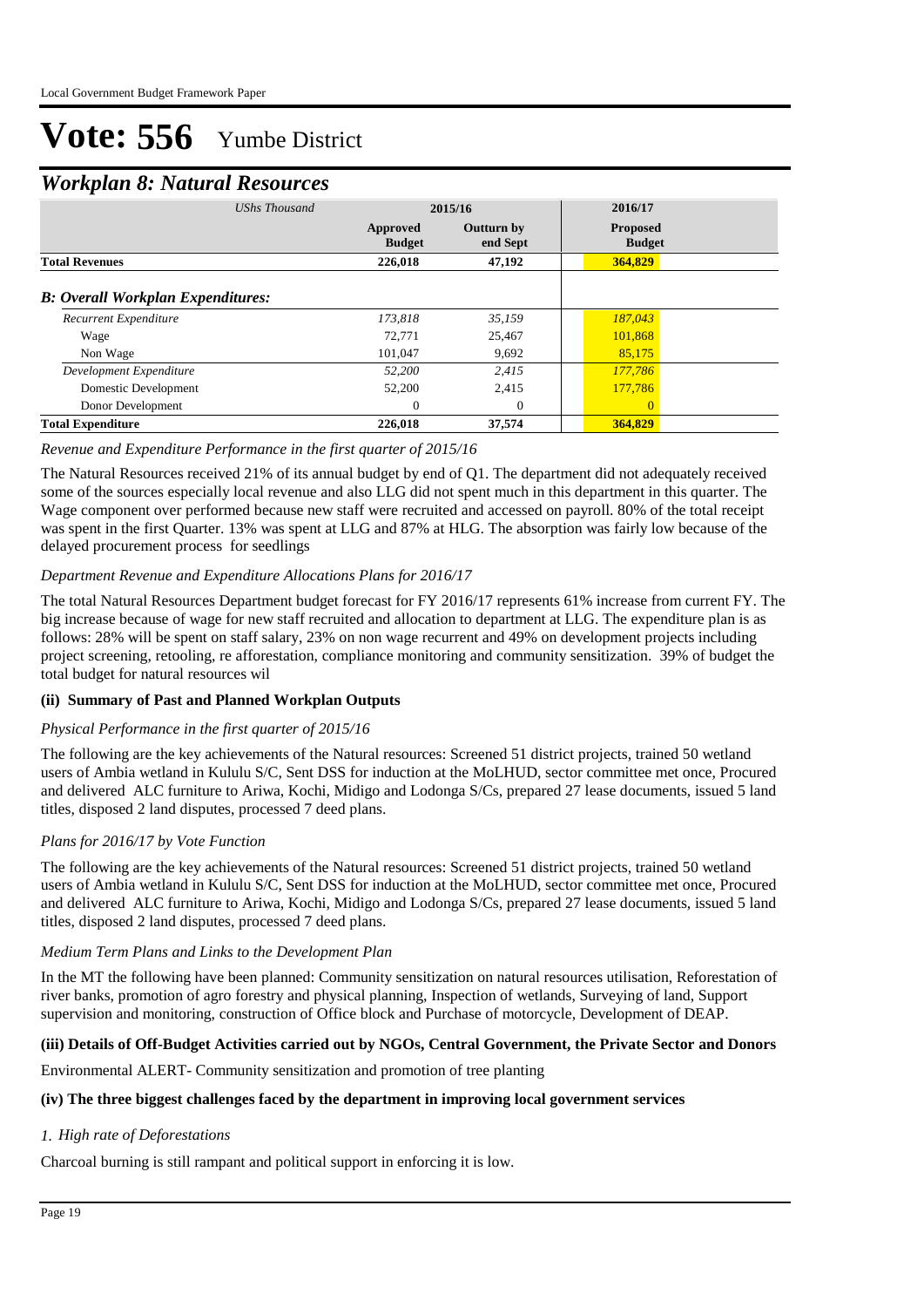# Vote: 556 Yumbe District

## *Workplan 8: Natural Resources*

| *UShs Thousand* | 2015/16 | | 2016/17 |
|---|---|---|---|
| | **Approved Budget** | **Outturn by end Sept** | **Proposed Budget** |
| **Total Revenues** | **226,018** | **47,192** | **364,829** |
| ***B: Overall Workplan Expenditures:*** | | | |
| *Recurrent Expenditure* | *173,818* | *35,159* | *187,043* |
| Wage | 72,771 | 25,467 | 101,868 |
| Non Wage | 101,047 | 9,692 | 85,175 |
| *Development Expenditure* | *52,200* | *2,415* | *177,786* |
| Domestic Development | 52,200 | 2,415 | 177,786 |
| Donor Development | 0 | 0 | 0 |
| **Total Expenditure** | **226,018** | **37,574** | **364,829** |

*Revenue and Expenditure Performance in the first quarter of 2015/16*

The Natural Resources received 21% of its annual budget by end of Q1. The department did not adequately received some of the sources especially local revenue and also LLG did not spent much in this department in this quarter. The Wage component over performed because new staff were recruited and accessed on payroll. 80% of the total receipt was spent in the first Quarter. 13% was spent at LLG and 87% at HLG. The absorption was fairly low because of the delayed procurement process for seedlings

*Department Revenue and Expenditure Allocations Plans for 2016/17*

The total Natural Resources Department budget forecast for FY 2016/17 represents 61% increase from current FY. The big increase because of wage for new staff recruited and allocation to department at LLG. The expenditure plan is as follows: 28% will be spent on staff salary, 23% on non wage recurrent and 49% on development projects including project screening, retooling, re afforestation, compliance monitoring and community sensitization. 39% of budget the total budget for natural resources wil

### (ii) Summary of Past and Planned Workplan Outputs

*Physical Performance in the first quarter of 2015/16*

The following are the key achievements of the Natural resources: Screened 51 district projects, trained 50 wetland users of Ambia wetland in Kululu S/C, Sent DSS for induction at the MoLHUD, sector committee met once, Procured and delivered ALC furniture to Ariwa, Kochi, Midigo and Lodonga S/Cs, prepared 27 lease documents, issued 5 land titles, disposed 2 land disputes, processed 7 deed plans.

*Plans for 2016/17 by Vote Function*

The following are the key achievements of the Natural resources: Screened 51 district projects, trained 50 wetland users of Ambia wetland in Kululu S/C, Sent DSS for induction at the MoLHUD, sector committee met once, Procured and delivered ALC furniture to Ariwa, Kochi, Midigo and Lodonga S/Cs, prepared 27 lease documents, issued 5 land titles, disposed 2 land disputes, processed 7 deed plans.

*Medium Term Plans and Links to the Development Plan*

In the MT the following have been planned: Community sensitization on natural resources utilisation, Reforestation of river banks, promotion of agro forestry and physical planning, Inspection of wetlands, Surveying of land, Support supervision and monitoring, construction of Office block and Purchase of motorcycle, Development of DEAP.

### (iii) Details of Off-Budget Activities carried out by NGOs, Central Government, the Private Sector and Donors

Environmental ALERT- Community sensitization and promotion of tree planting

### (iv) The three biggest challenges faced by the department in improving local government services

*1. High rate of Deforestations*

Charcoal burning is still rampant and political support in enforcing it is low.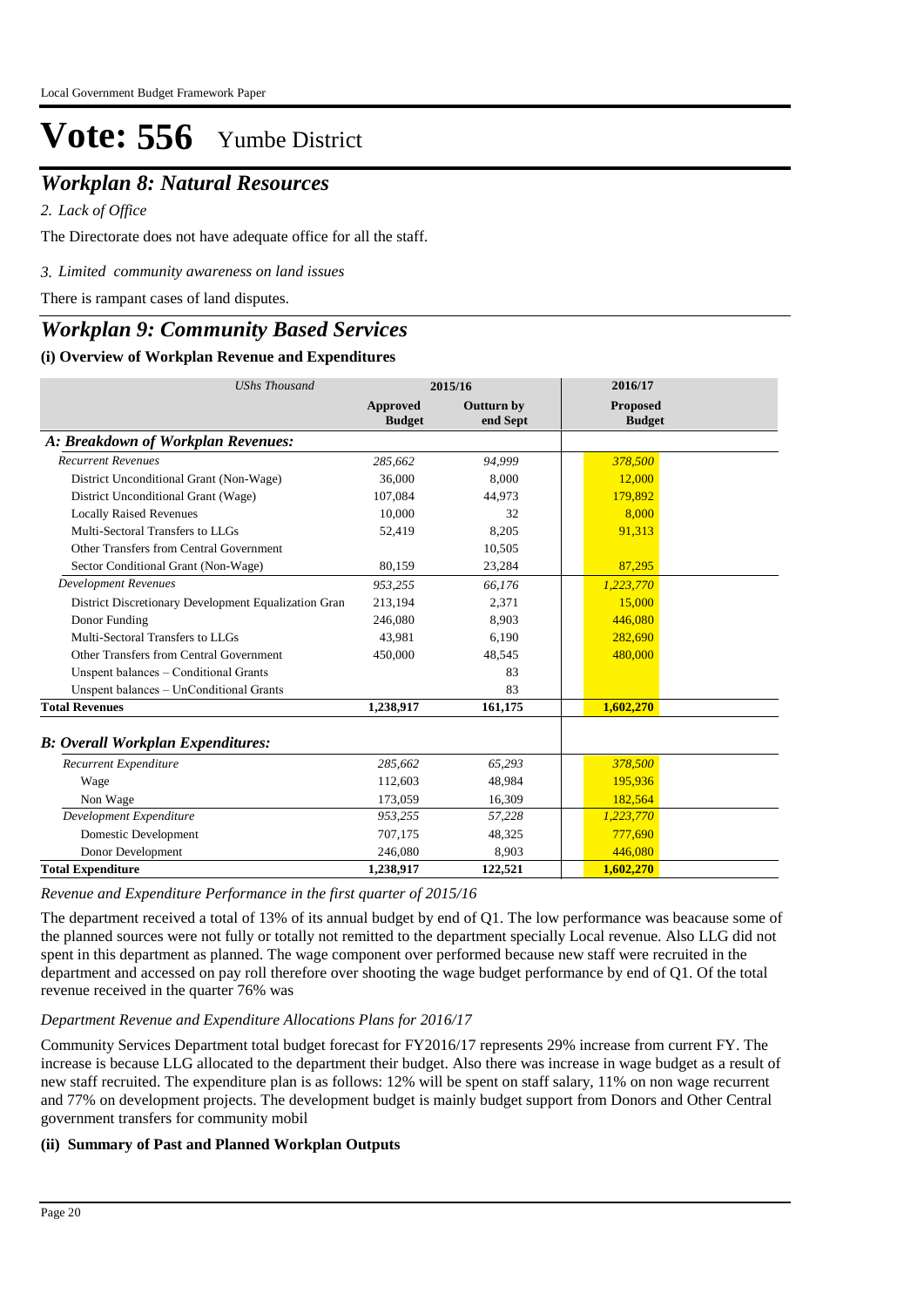# Vote: 556 Yumbe District

## *Workplan 8: Natural Resources*

*2. Lack of Office*

The Directorate does not have adequate office for all the staff.

*3. Limited community awareness on land issues*

There is rampant cases of land disputes.

## *Workplan 9: Community Based Services*

### (i) Overview of Workplan Revenue and Expenditures

| *UShs Thousand* | 2015/16 | | 2016/17 |
|---|---|---|---|
| | **Approved Budget** | **Outturn by end Sept** | **Proposed Budget** |
| ***A: Breakdown of Workplan Revenues:*** | | | |
| *Recurrent Revenues* | *285,662* | *94,999* | *378,500* |
| District Unconditional Grant (Non-Wage) | 36,000 | 8,000 | 12,000 |
| District Unconditional Grant (Wage) | 107,084 | 44,973 | 179,892 |
| Locally Raised Revenues | 10,000 | 32 | 8,000 |
| Multi-Sectoral Transfers to LLGs | 52,419 | 8,205 | 91,313 |
| Other Transfers from Central Government | | 10,505 | |
| Sector Conditional Grant (Non-Wage) | 80,159 | 23,284 | 87,295 |
| *Development Revenues* | *953,255* | *66,176* | *1,223,770* |
| District Discretionary Development Equalization Gran | 213,194 | 2,371 | 15,000 |
| Donor Funding | 246,080 | 8,903 | 446,080 |
| Multi-Sectoral Transfers to LLGs | 43,981 | 6,190 | 282,690 |
| Other Transfers from Central Government | 450,000 | 48,545 | 480,000 |
| Unspent balances – Conditional Grants | | 83 | |
| Unspent balances – UnConditional Grants | | 83 | |
| **Total Revenues** | **1,238,917** | **161,175** | **1,602,270** |
| ***B: Overall Workplan Expenditures:*** | | | |
| *Recurrent Expenditure* | *285,662* | *65,293* | *378,500* |
| Wage | 112,603 | 48,984 | 195,936 |
| Non Wage | 173,059 | 16,309 | 182,564 |
| *Development Expenditure* | *953,255* | *57,228* | *1,223,770* |
| Domestic Development | 707,175 | 48,325 | 777,690 |
| Donor Development | 246,080 | 8,903 | 446,080 |
| **Total Expenditure** | **1,238,917** | **122,521** | **1,602,270** |

*Revenue and Expenditure Performance in the first quarter of 2015/16*

The department received a total of 13% of its annual budget by end of Q1. The low performance was beacause some of the planned sources were not fully or totally not remitted to the department specially Local revenue. Also LLG did not spent in this department as planned. The wage component over performed because new staff were recruited in the department and accessed on pay roll therefore over shooting the wage budget performance by end of Q1. Of the total revenue received in the quarter 76% was

*Department Revenue and Expenditure Allocations Plans for 2016/17*

Community Services Department total budget forecast for FY2016/17 represents 29% increase from current FY. The increase is because LLG allocated to the department their budget. Also there was increase in wage budget as a result of new staff recruited. The expenditure plan is as follows: 12% will be spent on staff salary, 11% on non wage recurrent and 77% on development projects. The development budget is mainly budget support from Donors and Other Central government transfers for community mobil

### (ii) Summary of Past and Planned Workplan Outputs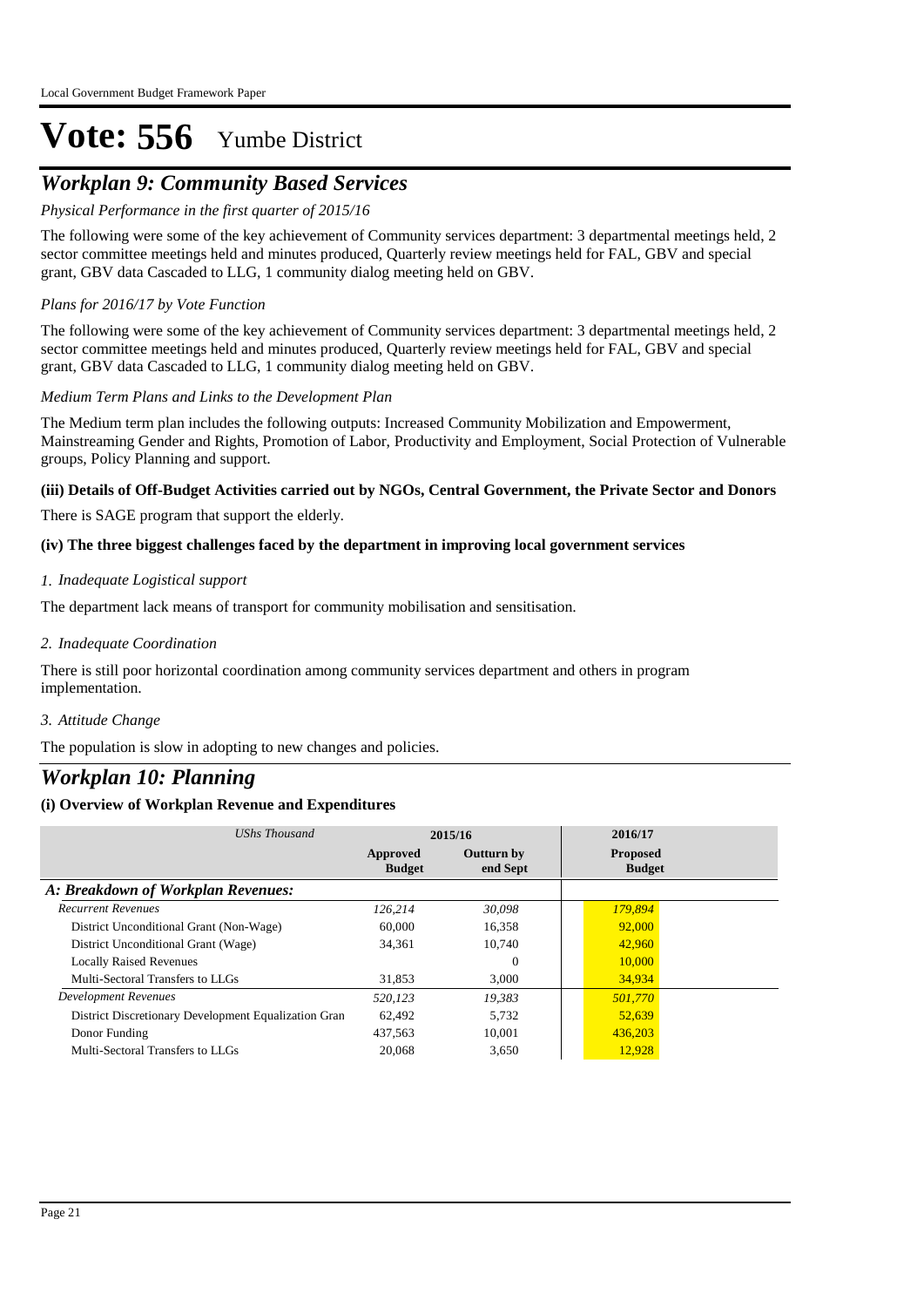# Vote: 556 Yumbe District

## *Workplan 9: Community Based Services*

*Physical Performance in the first quarter of 2015/16*

The following were some of the key achievement of Community services department: 3 departmental meetings held, 2 sector committee meetings held and minutes produced, Quarterly review meetings held for FAL, GBV and special grant, GBV data Cascaded to LLG, 1 community dialog meeting held on GBV.

*Plans for 2016/17 by Vote Function*

The following were some of the key achievement of Community services department: 3 departmental meetings held, 2 sector committee meetings held and minutes produced, Quarterly review meetings held for FAL, GBV and special grant, GBV data Cascaded to LLG, 1 community dialog meeting held on GBV.

*Medium Term Plans and Links to the Development Plan*

The Medium term plan includes the following outputs: Increased Community Mobilization and Empowerment, Mainstreaming Gender and Rights, Promotion of Labor, Productivity and Employment, Social Protection of Vulnerable groups, Policy Planning and support.

**(iii) Details of Off-Budget Activities carried out by NGOs, Central Government, the Private Sector and Donors**

There is SAGE program that support the elderly.

**(iv) The three biggest challenges faced by the department in improving local government services**

*1. Inadequate Logistical support*

The department lack means of transport for community mobilisation and sensitisation.

*2. Inadequate Coordination*

There is still poor horizontal coordination among community services department and others in program implementation.

*3. Attitude Change*

The population is slow in adopting to new changes and policies.

## *Workplan 10: Planning*

**(i) Overview of Workplan Revenue and Expenditures**

| *UShs Thousand* | 2015/16 | | 2016/17 |
|---|---|---|---|
| | **Approved Budget** | **Outturn by end Sept** | **Proposed Budget** |
| ***A: Breakdown of Workplan Revenues:*** | | | |
| *Recurrent Revenues* | *126,214* | *30,098* | *179,894* |
| District Unconditional Grant (Non-Wage) | 60,000 | 16,358 | 92,000 |
| District Unconditional Grant (Wage) | 34,361 | 10,740 | 42,960 |
| Locally Raised Revenues | | 0 | 10,000 |
| Multi-Sectoral Transfers to LLGs | 31,853 | 3,000 | 34,934 |
| *Development Revenues* | *520,123* | *19,383* | *501,770* |
| District Discretionary Development Equalization Gran | 62,492 | 5,732 | 52,639 |
| Donor Funding | 437,563 | 10,001 | 436,203 |
| Multi-Sectoral Transfers to LLGs | 20,068 | 3,650 | 12,928 |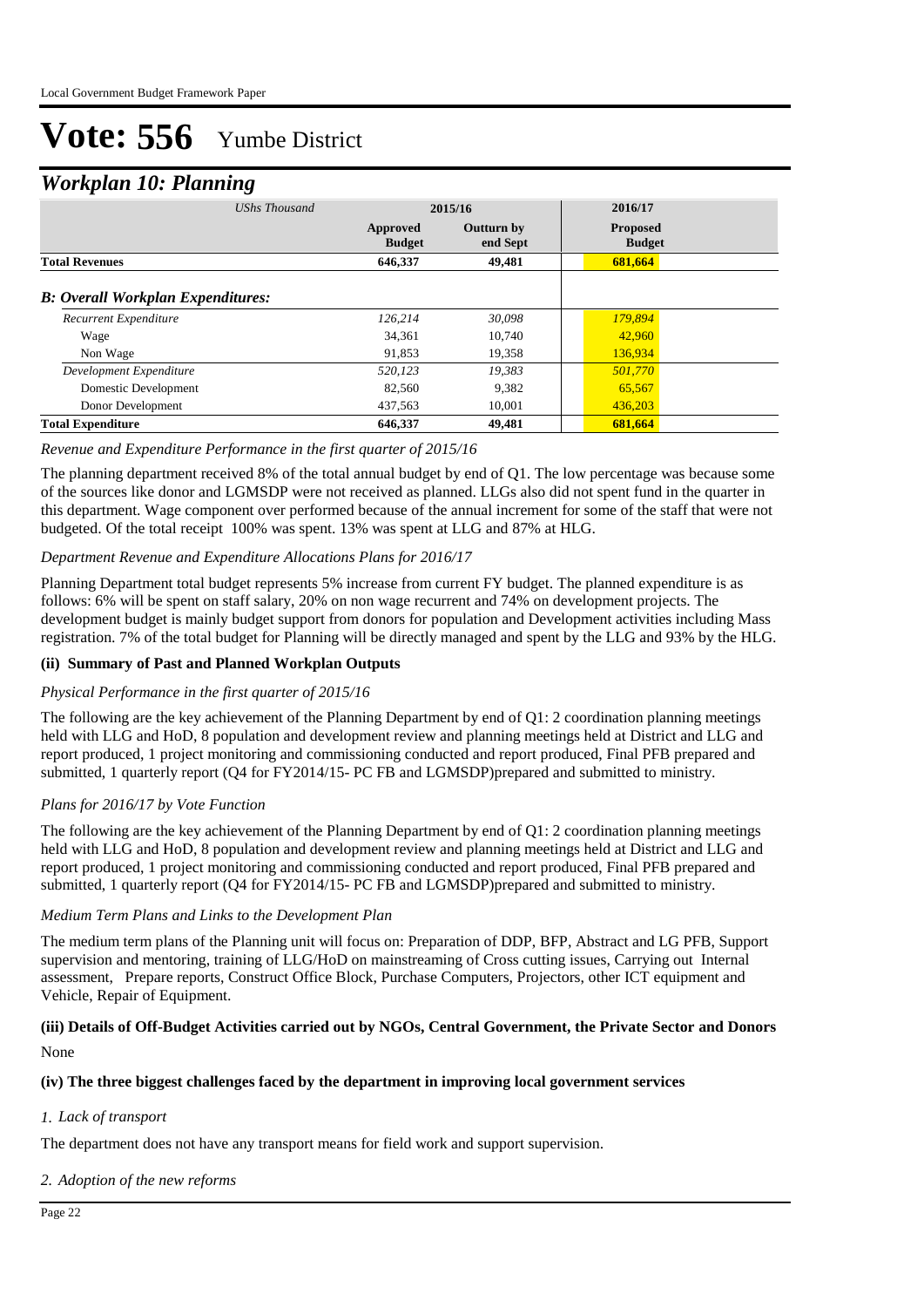# Vote: 556 Yumbe District

## *Workplan 10: Planning*

| *UShs Thousand* | 2015/16 | | 2016/17 |
|---|---|---|---|
| | **Approved Budget** | **Outturn by end Sept** | **Proposed Budget** |
| **Total Revenues** | **646,337** | **49,481** | **681,664** |
| ***B: Overall Workplan Expenditures:*** | | | |
| *Recurrent Expenditure* | *126,214* | *30,098* | *179,894* |
| Wage | 34,361 | 10,740 | 42,960 |
| Non Wage | 91,853 | 19,358 | 136,934 |
| *Development Expenditure* | *520,123* | *19,383* | *501,770* |
| Domestic Development | 82,560 | 9,382 | 65,567 |
| Donor Development | 437,563 | 10,001 | 436,203 |
| **Total Expenditure** | **646,337** | **49,481** | **681,664** |

*Revenue and Expenditure Performance in the first quarter of 2015/16*

The planning department received 8% of the total annual budget by end of Q1. The low percentage was because some of the sources like donor and LGMSDP were not received as planned. LLGs also did not spent fund in the quarter in this department. Wage component over performed because of the annual increment for some of the staff that were not budgeted. Of the total receipt 100% was spent. 13% was spent at LLG and 87% at HLG.

*Department Revenue and Expenditure Allocations Plans for 2016/17*

Planning Department total budget represents 5% increase from current FY budget. The planned expenditure is as follows: 6% will be spent on staff salary, 20% on non wage recurrent and 74% on development projects. The development budget is mainly budget support from donors for population and Development activities including Mass registration. 7% of the total budget for Planning will be directly managed and spent by the LLG and 93% by the HLG.

**(ii) Summary of Past and Planned Workplan Outputs**

*Physical Performance in the first quarter of 2015/16*

The following are the key achievement of the Planning Department by end of Q1: 2 coordination planning meetings held with LLG and HoD, 8 population and development review and planning meetings held at District and LLG and report produced, 1 project monitoring and commissioning conducted and report produced, Final PFB prepared and submitted, 1 quarterly report (Q4 for FY2014/15- PC FB and LGMSDP)prepared and submitted to ministry.

*Plans for 2016/17 by Vote Function*

The following are the key achievement of the Planning Department by end of Q1: 2 coordination planning meetings held with LLG and HoD, 8 population and development review and planning meetings held at District and LLG and report produced, 1 project monitoring and commissioning conducted and report produced, Final PFB prepared and submitted, 1 quarterly report (Q4 for FY2014/15- PC FB and LGMSDP)prepared and submitted to ministry.

*Medium Term Plans and Links to the Development Plan*

The medium term plans of the Planning unit will focus on: Preparation of DDP, BFP, Abstract and LG PFB, Support supervision and mentoring, training of LLG/HoD on mainstreaming of Cross cutting issues, Carrying out Internal assessment, Prepare reports, Construct Office Block, Purchase Computers, Projectors, other ICT equipment and Vehicle, Repair of Equipment.

**(iii) Details of Off-Budget Activities carried out by NGOs, Central Government, the Private Sector and Donors**

None

**(iv) The three biggest challenges faced by the department in improving local government services**

*1. Lack of transport*

The department does not have any transport means for field work and support supervision.

*2. Adoption of the new reforms*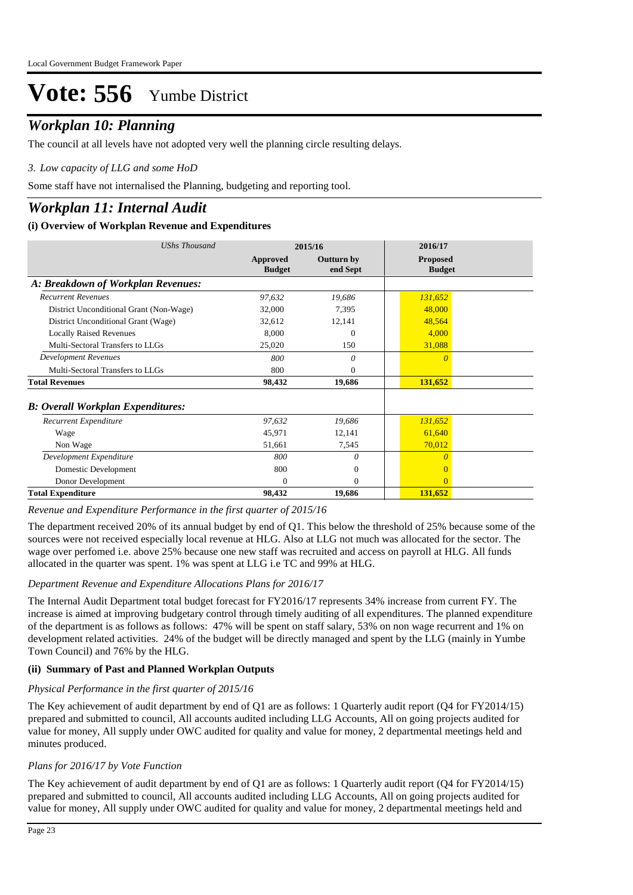# Vote: 556 Yumbe District

## *Workplan 10: Planning*

The council at all levels have not adopted very well the planning circle resulting delays.

*3. Low capacity of LLG and some HoD*

Some staff have not internalised the Planning, budgeting and reporting tool.

## *Workplan 11: Internal Audit*

### (i) Overview of Workplan Revenue and Expenditures

| *UShs Thousand* | 2015/16 | | 2016/17 |
|---|---|---|---|
| | **Approved Budget** | **Outturn by end Sept** | **Proposed Budget** |
| ***A: Breakdown of Workplan Revenues:*** | | | |
| *Recurrent Revenues* | *97,632* | *19,686* | *131,652* |
| District Unconditional Grant (Non-Wage) | 32,000 | 7,395 | 48,000 |
| District Unconditional Grant (Wage) | 32,612 | 12,141 | 48,564 |
| Locally Raised Revenues | 8,000 | 0 | 4,000 |
| Multi-Sectoral Transfers to LLGs | 25,020 | 150 | 31,088 |
| *Development Revenues* | *800* | *0* | *0* |
| Multi-Sectoral Transfers to LLGs | 800 | 0 | |
| **Total Revenues** | **98,432** | **19,686** | **131,652** |
| ***B: Overall Workplan Expenditures:*** | | | |
| *Recurrent Expenditure* | *97,632* | *19,686* | *131,652* |
| Wage | 45,971 | 12,141 | 61,640 |
| Non Wage | 51,661 | 7,545 | 70,012 |
| *Development Expenditure* | *800* | *0* | *0* |
| Domestic Development | 800 | 0 | 0 |
| Donor Development | 0 | 0 | 0 |
| **Total Expenditure** | **98,432** | **19,686** | **131,652** |

*Revenue and Expenditure Performance in the first quarter of 2015/16*

The department received 20% of its annual budget by end of Q1. This below the threshold of 25% because some of the sources were not received especially local revenue at HLG. Also at LLG not much was allocated for the sector. The wage over perfomed i.e. above 25% because one new staff was recruited and access on payroll at HLG. All funds allocated in the quarter was spent. 1% was spent at LLG i.e TC and 99% at HLG.

*Department Revenue and Expenditure Allocations Plans for 2016/17*

The Internal Audit Department total budget forecast for FY2016/17 represents 34% increase from current FY. The increase is aimed at improving budgetary control through timely auditing of all expenditures. The planned expenditure of the department is as follows as follows: 47% will be spent on staff salary, 53% on non wage recurrent and 1% on development related activities. 24% of the budget will be directly managed and spent by the LLG (mainly in Yumbe Town Council) and 76% by the HLG.

### (ii) Summary of Past and Planned Workplan Outputs

*Physical Performance in the first quarter of 2015/16*

The Key achievement of audit department by end of Q1 are as follows: 1 Quarterly audit report (Q4 for FY2014/15) prepared and submitted to council, All accounts audited including LLG Accounts, All on going projects audited for value for money, All supply under OWC audited for quality and value for money, 2 departmental meetings held and minutes produced.

*Plans for 2016/17 by Vote Function*

The Key achievement of audit department by end of Q1 are as follows: 1 Quarterly audit report (Q4 for FY2014/15) prepared and submitted to council, All accounts audited including LLG Accounts, All on going projects audited for value for money, All supply under OWC audited for quality and value for money, 2 departmental meetings held and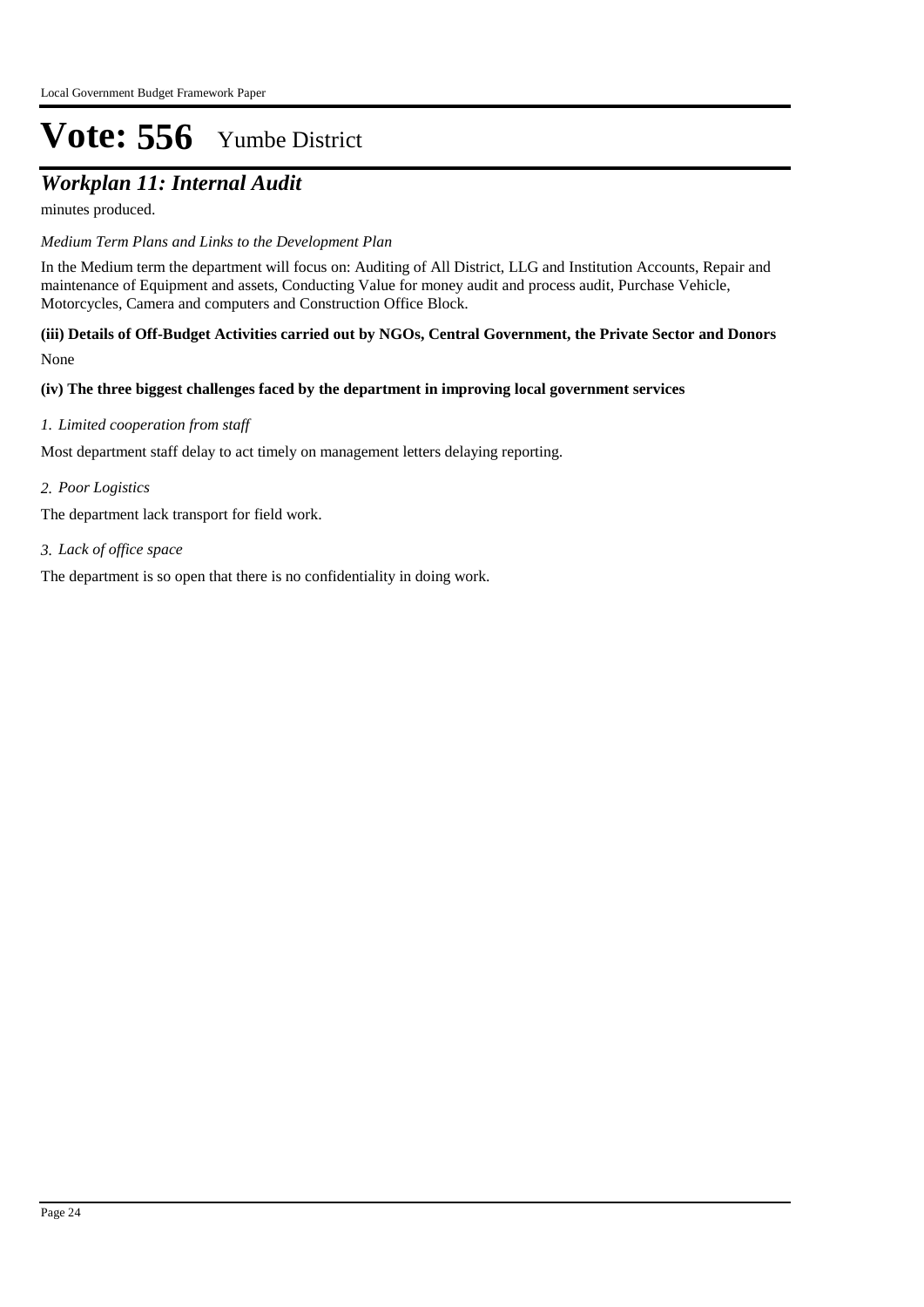# Vote: 556 Yumbe District

## *Workplan 11: Internal Audit*

minutes produced.

*Medium Term Plans and Links to the Development Plan*

In the Medium term the department will focus on: Auditing of All District, LLG and Institution Accounts, Repair and maintenance of Equipment and assets, Conducting Value for money audit and process audit, Purchase Vehicle, Motorcycles, Camera and computers and Construction Office Block.

**(iii) Details of Off-Budget Activities carried out by NGOs, Central Government, the Private Sector and Donors**

None

**(iv) The three biggest challenges faced by the department in improving local government services**

*1. Limited cooperation from staff*

Most department staff delay to act timely on management letters delaying reporting.

*2. Poor Logistics*

The department lack transport for field work.

*3. Lack of office space*

The department is so open that there is no confidentiality in doing work.